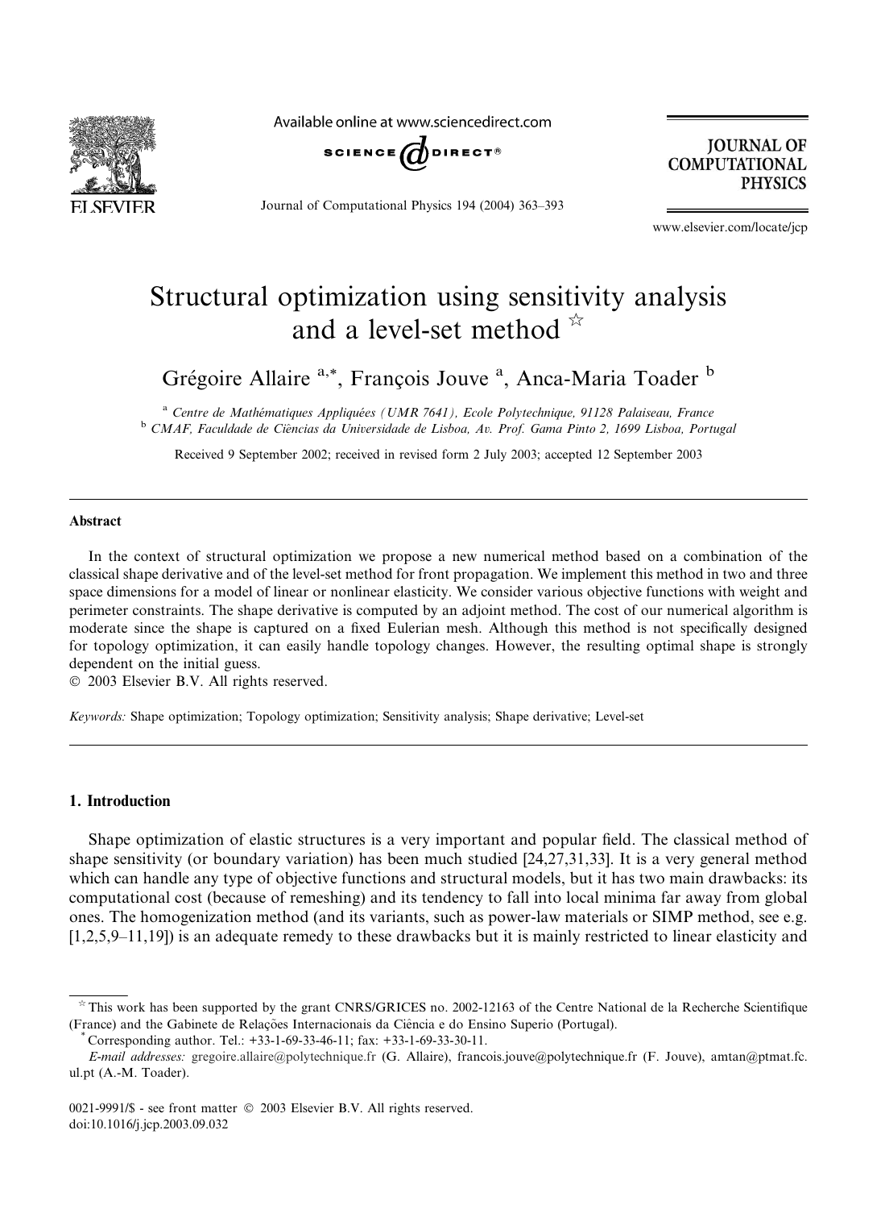# Structural optimization using sensitivity analysis and a level-set method ☆

Grégoire Allaire [a,*], François Jouve [a], Anca-Maria Toader [b]

[a] Centre de Mathématiques Appliquées (UMR 7641), Ecole Polytechnique, 91128 Palaiseau, France

[b] CMAF, Faculdade de Ciências da Universidade de Lisboa, Av. Prof. Gama Pinto 2, 1699 Lisboa, Portugal

Received 9 September 2002; received in revised form 2 July 2003; accepted 12 September 2003

## Abstract

In the context of structural optimization we propose a new numerical method based on a combination of the classical shape derivative and of the level-set method for front propagation. We implement this method in two and three space dimensions for a model of linear or nonlinear elasticity. We consider various objective functions with weight and perimeter constraints. The shape derivative is computed by an adjoint method. The cost of our numerical algorithm is moderate since the shape is captured on a fixed Eulerian mesh. Although this method is not specifically designed for topology optimization, it can easily handle topology changes. However, the resulting optimal shape is strongly dependent on the initial guess.

© 2003 Elsevier B.V. All rights reserved.

*Keywords:* Shape optimization; Topology optimization; Sensitivity analysis; Shape derivative; Level-set

## 1. Introduction

Shape optimization of elastic structures is a very important and popular field. The classical method of shape sensitivity (or boundary variation) has been much studied [24,27,31,33]. It is a very general method which can handle any type of objective functions and structural models, but it has two main drawbacks: its computational cost (because of remeshing) and its tendency to fall into local minima far away from global ones. The homogenization method (and its variants, such as power-law materials or SIMP method, see e.g. [1,2,5,9–11,19]) is an adequate remedy to these drawbacks but it is mainly restricted to linear elasticity and

---

☆ This work has been supported by the grant CNRS/GRICES no. 2002-12163 of the Centre National de la Recherche Scientifique (France) and the Gabinete de Relações Internacionais da Ciência e do Ensino Superio (Portugal).

\* Corresponding author. Tel.: +33-1-69-33-46-11; fax: +33-1-69-33-30-11.

*E-mail addresses:* gregoire.allaire@polytechnique.fr (G. Allaire), francois.jouve@polytechnique.fr (F. Jouve), amtan@ptmat.fc.ul.pt (A.-M. Toader).

0021-9991/$ - see front matter © 2003 Elsevier B.V. All rights reserved.
doi:10.1016/j.jcp.2003.09.032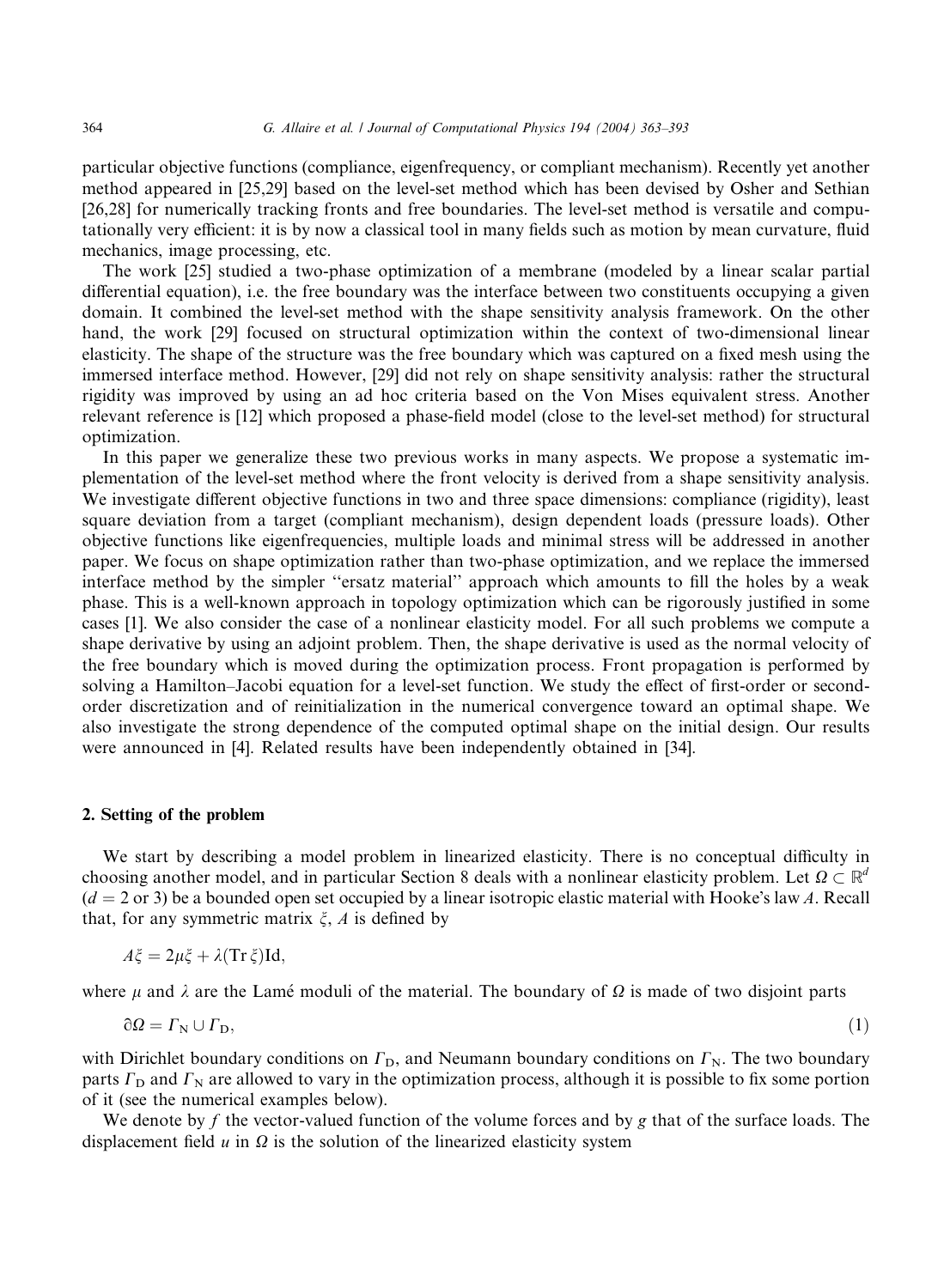particular objective functions (compliance, eigenfrequency, or compliant mechanism). Recently yet another method appeared in [25,29] based on the level-set method which has been devised by Osher and Sethian [26,28] for numerically tracking fronts and free boundaries. The level-set method is versatile and computationally very efficient: it is by now a classical tool in many fields such as motion by mean curvature, fluid mechanics, image processing, etc.

The work [25] studied a two-phase optimization of a membrane (modeled by a linear scalar partial differential equation), i.e. the free boundary was the interface between two constituents occupying a given domain. It combined the level-set method with the shape sensitivity analysis framework. On the other hand, the work [29] focused on structural optimization within the context of two-dimensional linear elasticity. The shape of the structure was the free boundary which was captured on a fixed mesh using the immersed interface method. However, [29] did not rely on shape sensitivity analysis: rather the structural rigidity was improved by using an ad hoc criteria based on the Von Mises equivalent stress. Another relevant reference is [12] which proposed a phase-field model (close to the level-set method) for structural optimization.

In this paper we generalize these two previous works in many aspects. We propose a systematic implementation of the level-set method where the front velocity is derived from a shape sensitivity analysis. We investigate different objective functions in two and three space dimensions: compliance (rigidity), least square deviation from a target (compliant mechanism), design dependent loads (pressure loads). Other objective functions like eigenfrequencies, multiple loads and minimal stress will be addressed in another paper. We focus on shape optimization rather than two-phase optimization, and we replace the immersed interface method by the simpler "ersatz material" approach which amounts to fill the holes by a weak phase. This is a well-known approach in topology optimization which can be rigorously justified in some cases [1]. We also consider the case of a nonlinear elasticity model. For all such problems we compute a shape derivative by using an adjoint problem. Then, the shape derivative is used as the normal velocity of the free boundary which is moved during the optimization process. Front propagation is performed by solving a Hamilton–Jacobi equation for a level-set function. We study the effect of first-order or second-order discretization and of reinitialization in the numerical convergence toward an optimal shape. We also investigate the strong dependence of the computed optimal shape on the initial design. Our results were announced in [4]. Related results have been independently obtained in [34].

## 2. Setting of the problem

We start by describing a model problem in linearized elasticity. There is no conceptual difficulty in choosing another model, and in particular Section 8 deals with a nonlinear elasticity problem. Let $\Omega \subset \mathbb{R}^d$ ($d = 2$ or 3) be a bounded open set occupied by a linear isotropic elastic material with Hooke's law $A$. Recall that, for any symmetric matrix $\xi$, $A$ is defined by

$$A\xi = 2\mu\xi + \lambda(\mathrm{Tr}\,\xi)\mathrm{Id},$$

where $\mu$ and $\lambda$ are the Lamé moduli of the material. The boundary of $\Omega$ is made of two disjoint parts

$$\partial\Omega = \Gamma_{\mathrm{N}} \cup \Gamma_{\mathrm{D}}, \tag{1}$$

with Dirichlet boundary conditions on $\Gamma_{\mathrm{D}}$, and Neumann boundary conditions on $\Gamma_{\mathrm{N}}$. The two boundary parts $\Gamma_{\mathrm{D}}$ and $\Gamma_{\mathrm{N}}$ are allowed to vary in the optimization process, although it is possible to fix some portion of it (see the numerical examples below).

We denote by $f$ the vector-valued function of the volume forces and by $g$ that of the surface loads. The displacement field $u$ in $\Omega$ is the solution of the linearized elasticity system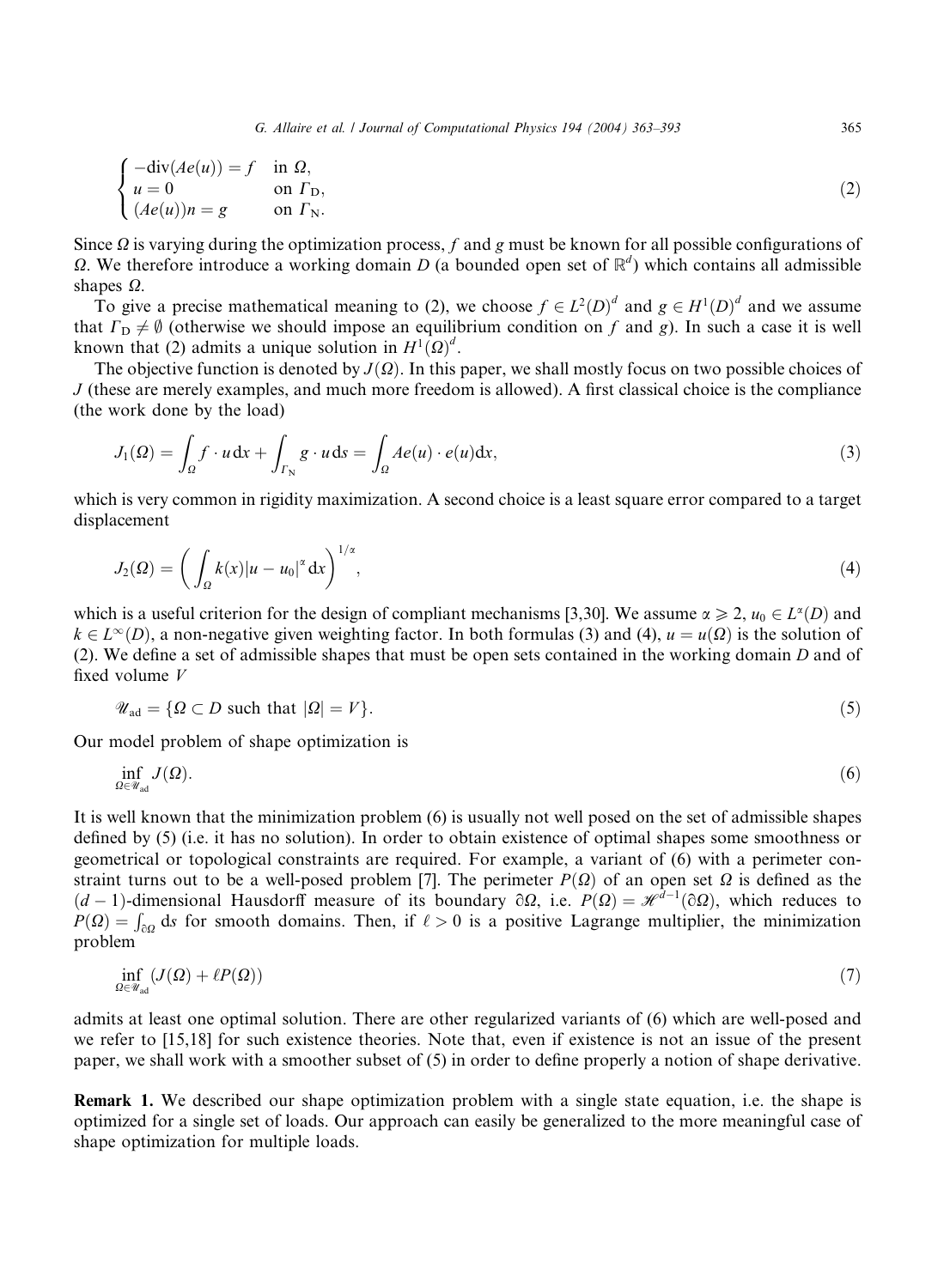$$
\begin{cases} -\mathrm{div}(Ae(u)) = f & \text{in } \Omega, \\ u = 0 & \text{on } \Gamma_{\mathrm{D}}, \\ (Ae(u))n = g & \text{on } \Gamma_{\mathrm{N}}. \end{cases} \tag{2}
$$

Since $\Omega$ is varying during the optimization process, $f$ and $g$ must be known for all possible configurations of $\Omega$. We therefore introduce a working domain $D$ (a bounded open set of $\mathbb{R}^d$) which contains all admissible shapes $\Omega$.

To give a precise mathematical meaning to (2), we choose $f \in L^2(D)^d$ and $g \in H^1(D)^d$ and we assume that $\Gamma_{\mathrm{D}} \neq \emptyset$ (otherwise we should impose an equilibrium condition on $f$ and $g$). In such a case it is well known that (2) admits a unique solution in $H^1(\Omega)^d$.

The objective function is denoted by $J(\Omega)$. In this paper, we shall mostly focus on two possible choices of $J$ (these are merely examples, and much more freedom is allowed). A first classical choice is the compliance (the work done by the load)

$$
J_1(\Omega) = \int_\Omega f \cdot u \, \mathrm{d}x + \int_{\Gamma_{\mathrm{N}}} g \cdot u \, \mathrm{d}s = \int_\Omega Ae(u) \cdot e(u) \mathrm{d}x, \tag{3}
$$

which is very common in rigidity maximization. A second choice is a least square error compared to a target displacement

$$
J_2(\Omega) = \left( \int_\Omega k(x) |u - u_0|^\alpha \mathrm{d}x \right)^{1/\alpha}, \tag{4}
$$

which is a useful criterion for the design of compliant mechanisms [3,30]. We assume $\alpha \geqslant 2$, $u_0 \in L^\alpha(D)$ and $k \in L^\infty(D)$, a non-negative given weighting factor. In both formulas (3) and (4), $u = u(\Omega)$ is the solution of (2). We define a set of admissible shapes that must be open sets contained in the working domain $D$ and of fixed volume $V$

$$
\mathscr{U}_{\mathrm{ad}} = \{\Omega \subset D \text{ such that } |\Omega| = V\}. \tag{5}
$$

Our model problem of shape optimization is

$$
\inf_{\Omega \in \mathscr{U}_{\mathrm{ad}}} J(\Omega). \tag{6}
$$

It is well known that the minimization problem (6) is usually not well posed on the set of admissible shapes defined by (5) (i.e. it has no solution). In order to obtain existence of optimal shapes some smoothness or geometrical or topological constraints are required. For example, a variant of (6) with a perimeter constraint turns out to be a well-posed problem [7]. The perimeter $P(\Omega)$ of an open set $\Omega$ is defined as the $(d-1)$-dimensional Hausdorff measure of its boundary $\partial\Omega$, i.e. $P(\Omega) = \mathscr{H}^{d-1}(\partial\Omega)$, which reduces to $P(\Omega) = \int_{\partial\Omega} \mathrm{d}s$ for smooth domains. Then, if $\ell > 0$ is a positive Lagrange multiplier, the minimization problem

$$
\inf_{\Omega \in \mathscr{U}_{\mathrm{ad}}} (J(\Omega) + \ell P(\Omega)) \tag{7}
$$

admits at least one optimal solution. There are other regularized variants of (6) which are well-posed and we refer to [15,18] for such existence theories. Note that, even if existence is not an issue of the present paper, we shall work with a smoother subset of (5) in order to define properly a notion of shape derivative.

**Remark 1.** We described our shape optimization problem with a single state equation, i.e. the shape is optimized for a single set of loads. Our approach can easily be generalized to the more meaningful case of shape optimization for multiple loads.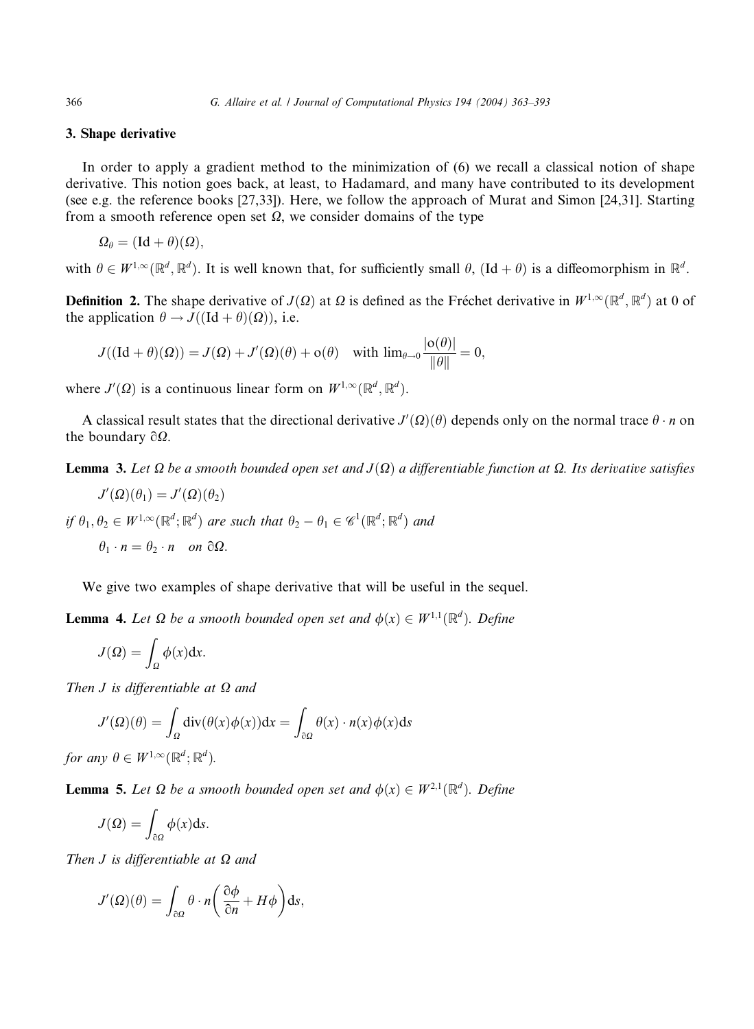## 3. Shape derivative

In order to apply a gradient method to the minimization of (6) we recall a classical notion of shape derivative. This notion goes back, at least, to Hadamard, and many have contributed to its development (see e.g. the reference books [27,33]). Here, we follow the approach of Murat and Simon [24,31]. Starting from a smooth reference open set $\Omega$, we consider domains of the type

$$\Omega_\theta = (\mathrm{Id} + \theta)(\Omega),$$

with $\theta \in W^{1,\infty}(\mathbb{R}^d, \mathbb{R}^d)$. It is well known that, for sufficiently small $\theta$, $(\mathrm{Id} + \theta)$ is a diffeomorphism in $\mathbb{R}^d$.

**Definition 2.** The shape derivative of $J(\Omega)$ at $\Omega$ is defined as the Fréchet derivative in $W^{1,\infty}(\mathbb{R}^d, \mathbb{R}^d)$ at 0 of the application $\theta \to J((\mathrm{Id} + \theta)(\Omega))$, i.e.

$$J((\mathrm{Id} + \theta)(\Omega)) = J(\Omega) + J'(\Omega)(\theta) + \mathrm{o}(\theta) \quad \text{with } \lim_{\theta \to 0} \frac{|\mathrm{o}(\theta)|}{\|\theta\|} = 0,$$

where $J'(\Omega)$ is a continuous linear form on $W^{1,\infty}(\mathbb{R}^d, \mathbb{R}^d)$.

A classical result states that the directional derivative $J'(\Omega)(\theta)$ depends only on the normal trace $\theta \cdot n$ on the boundary $\partial\Omega$.

**Lemma 3.** *Let $\Omega$ be a smooth bounded open set and $J(\Omega)$ a differentiable function at $\Omega$. Its derivative satisfies*

$$J'(\Omega)(\theta_1) = J'(\Omega)(\theta_2)$$

*if $\theta_1, \theta_2 \in W^{1,\infty}(\mathbb{R}^d; \mathbb{R}^d)$ are such that $\theta_2 - \theta_1 \in \mathscr{C}^1(\mathbb{R}^d; \mathbb{R}^d)$ and*

$$\theta_1 \cdot n = \theta_2 \cdot n \quad \text{on } \partial\Omega.$$

We give two examples of shape derivative that will be useful in the sequel.

**Lemma 4.** *Let $\Omega$ be a smooth bounded open set and $\phi(x) \in W^{1,1}(\mathbb{R}^d)$. Define*

$$J(\Omega) = \int_\Omega \phi(x)\mathrm{d}x.$$

*Then $J$ is differentiable at $\Omega$ and*

$$J'(\Omega)(\theta) = \int_\Omega \mathrm{div}(\theta(x)\phi(x))\mathrm{d}x = \int_{\partial\Omega} \theta(x) \cdot n(x)\phi(x)\mathrm{d}s$$

*for any $\theta \in W^{1,\infty}(\mathbb{R}^d; \mathbb{R}^d)$.*

**Lemma 5.** *Let $\Omega$ be a smooth bounded open set and $\phi(x) \in W^{2,1}(\mathbb{R}^d)$. Define*

$$J(\Omega) = \int_{\partial\Omega} \phi(x)\mathrm{d}s.$$

*Then $J$ is differentiable at $\Omega$ and*

$$J'(\Omega)(\theta) = \int_{\partial\Omega} \theta \cdot n\left(\frac{\partial\phi}{\partial n} + H\phi\right)\mathrm{d}s,$$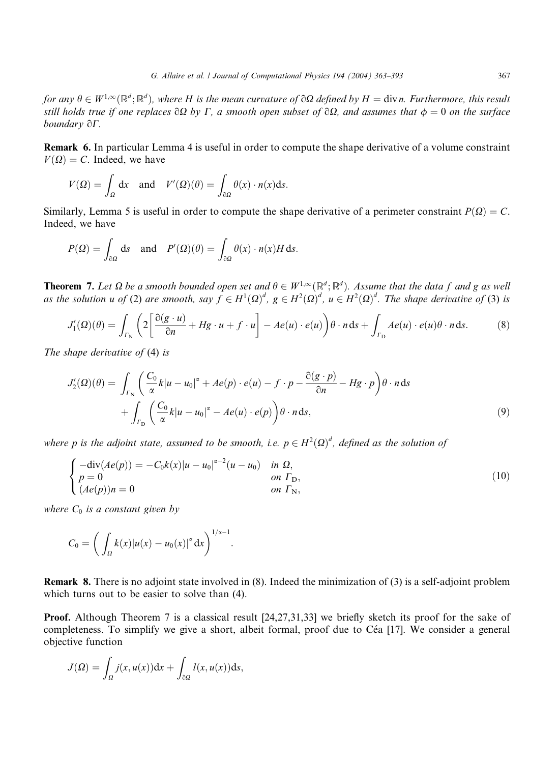*for any $\theta \in W^{1,\infty}(\mathbb{R}^d;\mathbb{R}^d)$, where $H$ is the mean curvature of $\partial\Omega$ defined by $H = \operatorname{div} n$. Furthermore, this result still holds true if one replaces $\partial\Omega$ by $\Gamma$, a smooth open subset of $\partial\Omega$, and assumes that $\phi = 0$ on the surface boundary $\partial\Gamma$.*

**Remark 6.** In particular Lemma 4 is useful in order to compute the shape derivative of a volume constraint $V(\Omega) = C$. Indeed, we have

$$V(\Omega) = \int_\Omega \mathrm{d}x \quad \text{and} \quad V'(\Omega)(\theta) = \int_{\partial\Omega} \theta(x) \cdot n(x) \mathrm{d}s.$$

Similarly, Lemma 5 is useful in order to compute the shape derivative of a perimeter constraint $P(\Omega) = C$. Indeed, we have

$$P(\Omega) = \int_{\partial\Omega} \mathrm{d}s \quad \text{and} \quad P'(\Omega)(\theta) = \int_{\partial\Omega} \theta(x) \cdot n(x) H \, \mathrm{d}s.$$

**Theorem 7.** *Let $\Omega$ be a smooth bounded open set and $\theta \in W^{1,\infty}(\mathbb{R}^d;\mathbb{R}^d)$. Assume that the data $f$ and $g$ as well as the solution $u$ of (2) are smooth, say $f \in H^1(\Omega)^d$, $g \in H^2(\Omega)^d$, $u \in H^2(\Omega)^d$. The shape derivative of (3) is*

$$J_1'(\Omega)(\theta) = \int_{\Gamma_\mathrm{N}} \left( 2\left[ \frac{\partial(g \cdot u)}{\partial n} + Hg \cdot u + f \cdot u \right] - Ae(u) \cdot e(u) \right) \theta \cdot n \, \mathrm{d}s + \int_{\Gamma_\mathrm{D}} Ae(u) \cdot e(u) \theta \cdot n \, \mathrm{d}s. \tag{8}$$

*The shape derivative of (4) is*

$$\begin{aligned} J_2'(\Omega)(\theta) = &\int_{\Gamma_\mathrm{N}} \left( \frac{C_0}{\alpha} k|u - u_0|^\alpha + Ae(p) \cdot e(u) - f \cdot p - \frac{\partial(g \cdot p)}{\partial n} - Hg \cdot p \right) \theta \cdot n \, \mathrm{d}s \\ &+ \int_{\Gamma_\mathrm{D}} \left( \frac{C_0}{\alpha} k|u - u_0|^\alpha - Ae(u) \cdot e(p) \right) \theta \cdot n \, \mathrm{d}s, \end{aligned} \tag{9}$$

*where $p$ is the adjoint state, assumed to be smooth, i.e. $p \in H^2(\Omega)^d$, defined as the solution of*

$$\begin{cases} -\operatorname{div}(Ae(p)) = -C_0 k(x)|u - u_0|^{\alpha-2}(u - u_0) & \text{in } \Omega, \\ p = 0 & \text{on } \Gamma_\mathrm{D}, \\ (Ae(p))n = 0 & \text{on } \Gamma_\mathrm{N}, \end{cases} \tag{10}$$

*where $C_0$ is a constant given by*

$$C_0 = \left( \int_\Omega k(x)|u(x) - u_0(x)|^\alpha \mathrm{d}x \right)^{1/\alpha - 1}.$$

**Remark 8.** There is no adjoint state involved in (8). Indeed the minimization of (3) is a self-adjoint problem which turns out to be easier to solve than (4).

**Proof.** Although Theorem 7 is a classical result [24,27,31,33] we briefly sketch its proof for the sake of completeness. To simplify we give a short, albeit formal, proof due to Céa [17]. We consider a general objective function

$$J(\Omega) = \int_\Omega j(x, u(x)) \mathrm{d}x + \int_{\partial\Omega} l(x, u(x)) \mathrm{d}s,$$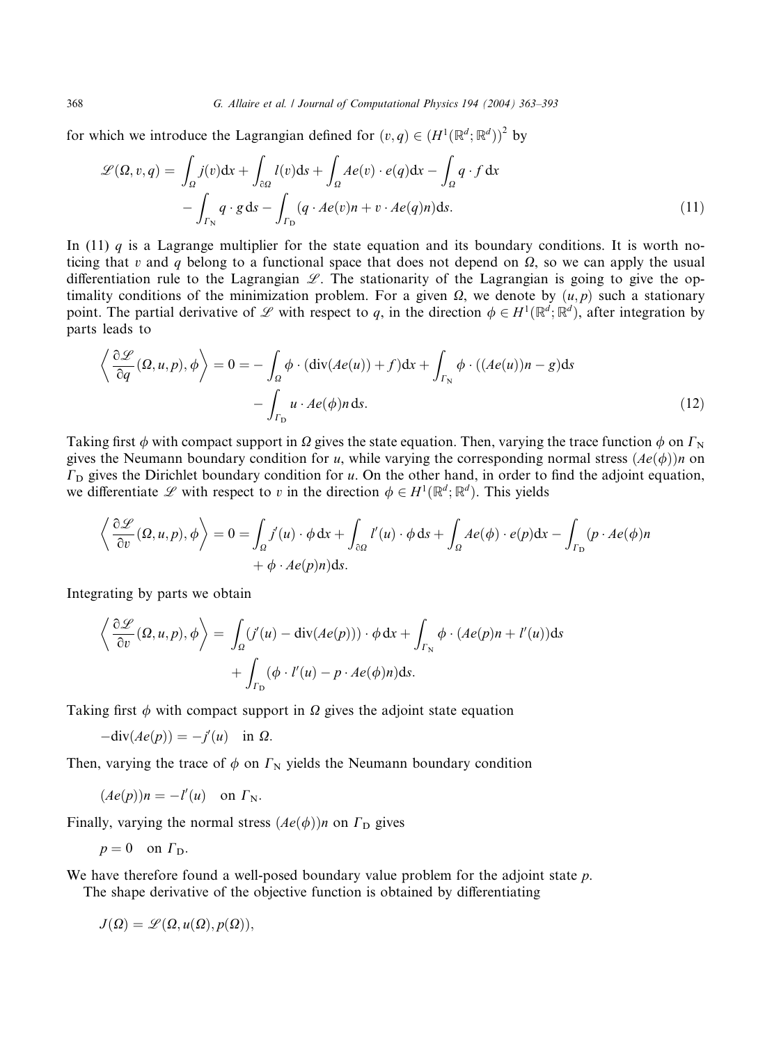for which we introduce the Lagrangian defined for $(v,q) \in (H^1(\mathbb{R}^d;\mathbb{R}^d))^2$ by

$$
\begin{aligned}
\mathscr{L}(\Omega, v, q) = & \int_\Omega j(v)\mathrm{d}x + \int_{\partial\Omega} l(v)\mathrm{d}s + \int_\Omega Ae(v)\cdot e(q)\mathrm{d}x - \int_\Omega q\cdot f\,\mathrm{d}x \\
& - \int_{\Gamma_\mathrm{N}} q\cdot g\,\mathrm{d}s - \int_{\Gamma_\mathrm{D}} (q\cdot Ae(v)n + v\cdot Ae(q)n)\mathrm{d}s.
\end{aligned}
\tag{11}
$$

In (11) $q$ is a Lagrange multiplier for the state equation and its boundary conditions. It is worth noticing that $v$ and $q$ belong to a functional space that does not depend on $\Omega$, so we can apply the usual differentiation rule to the Lagrangian $\mathscr{L}$. The stationarity of the Lagrangian is going to give the optimality conditions of the minimization problem. For a given $\Omega$, we denote by $(u,p)$ such a stationary point. The partial derivative of $\mathscr{L}$ with respect to $q$, in the direction $\phi \in H^1(\mathbb{R}^d;\mathbb{R}^d)$, after integration by parts leads to

$$
\begin{aligned}
\left\langle \frac{\partial \mathscr{L}}{\partial q}(\Omega, u, p), \phi \right\rangle = 0 = & -\int_\Omega \phi\cdot(\mathrm{div}(Ae(u)) + f)\mathrm{d}x + \int_{\Gamma_\mathrm{N}} \phi\cdot((Ae(u))n - g)\mathrm{d}s \\
& - \int_{\Gamma_\mathrm{D}} u\cdot Ae(\phi)n\,\mathrm{d}s.
\end{aligned}
\tag{12}
$$

Taking first $\phi$ with compact support in $\Omega$ gives the state equation. Then, varying the trace function $\phi$ on $\Gamma_\mathrm{N}$ gives the Neumann boundary condition for $u$, while varying the corresponding normal stress $(Ae(\phi))n$ on $\Gamma_\mathrm{D}$ gives the Dirichlet boundary condition for $u$. On the other hand, in order to find the adjoint equation, we differentiate $\mathscr{L}$ with respect to $v$ in the direction $\phi \in H^1(\mathbb{R}^d;\mathbb{R}^d)$. This yields

$$
\begin{aligned}
\left\langle \frac{\partial \mathscr{L}}{\partial v}(\Omega, u, p), \phi \right\rangle = 0 = & \int_\Omega j'(u)\cdot\phi\,\mathrm{d}x + \int_{\partial\Omega} l'(u)\cdot\phi\,\mathrm{d}s + \int_\Omega Ae(\phi)\cdot e(p)\mathrm{d}x - \int_{\Gamma_\mathrm{D}} (p\cdot Ae(\phi)n \\
& + \phi\cdot Ae(p)n)\mathrm{d}s.
\end{aligned}
$$

Integrating by parts we obtain

$$
\begin{aligned}
\left\langle \frac{\partial \mathscr{L}}{\partial v}(\Omega, u, p), \phi \right\rangle = & \int_\Omega (j'(u) - \mathrm{div}(Ae(p)))\cdot\phi\,\mathrm{d}x + \int_{\Gamma_\mathrm{N}} \phi\cdot(Ae(p)n + l'(u))\mathrm{d}s \\
& + \int_{\Gamma_\mathrm{D}} (\phi\cdot l'(u) - p\cdot Ae(\phi)n)\mathrm{d}s.
\end{aligned}
$$

Taking first $\phi$ with compact support in $\Omega$ gives the adjoint state equation

$$
-\mathrm{div}(Ae(p)) = -j'(u) \quad \text{in } \Omega.
$$

Then, varying the trace of $\phi$ on $\Gamma_\mathrm{N}$ yields the Neumann boundary condition

$$
(Ae(p))n = -l'(u) \quad \text{on } \Gamma_\mathrm{N}.
$$

Finally, varying the normal stress $(Ae(\phi))n$ on $\Gamma_\mathrm{D}$ gives

$$
p = 0 \quad \text{on } \Gamma_\mathrm{D}.
$$

We have therefore found a well-posed boundary value problem for the adjoint state $p$.

The shape derivative of the objective function is obtained by differentiating

$$
J(\Omega) = \mathscr{L}(\Omega, u(\Omega), p(\Omega)),
$$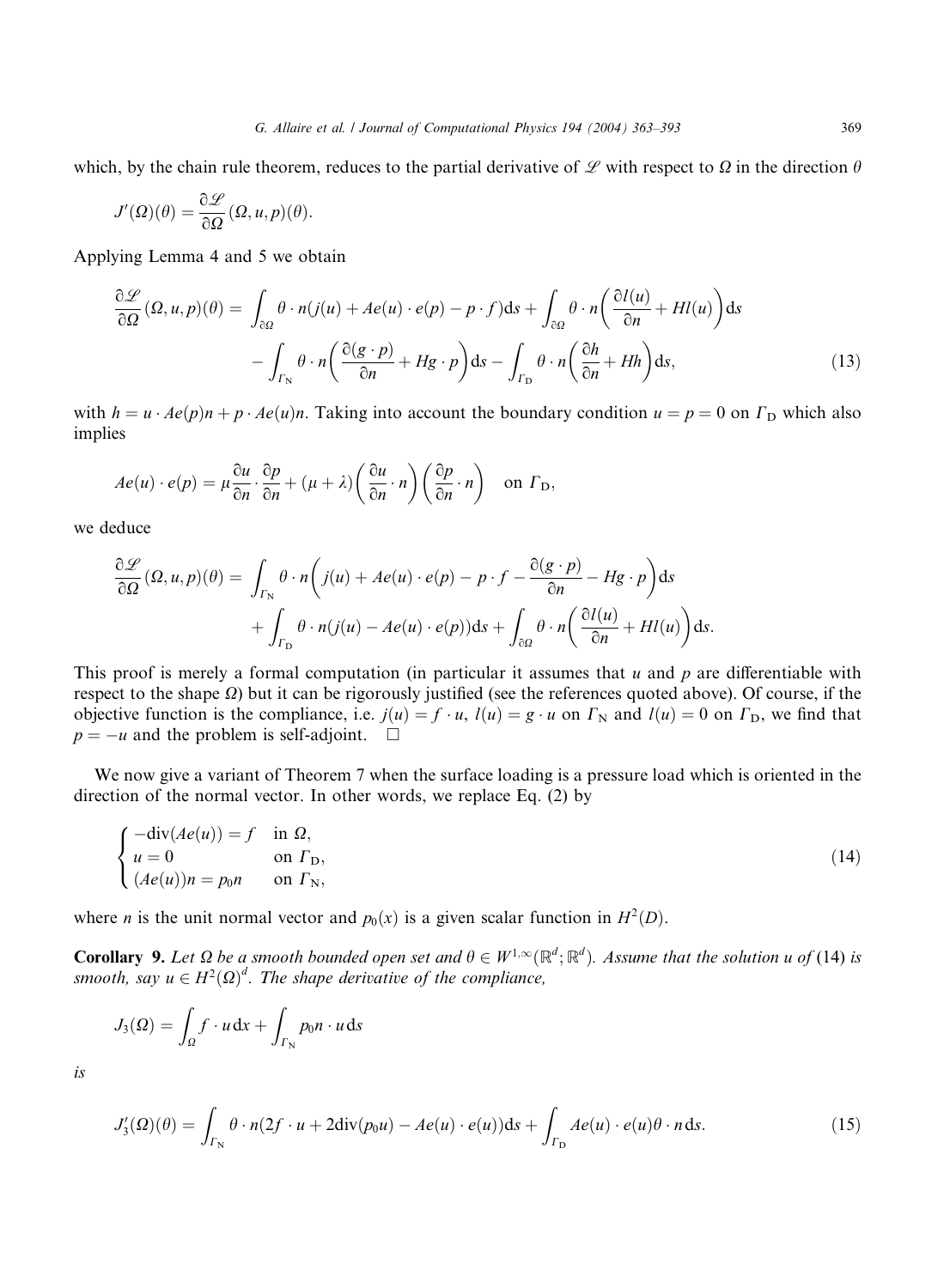which, by the chain rule theorem, reduces to the partial derivative of $\mathcal{L}$ with respect to $\Omega$ in the direction $\theta$

$$J'(\Omega)(\theta) = \frac{\partial \mathcal{L}}{\partial \Omega}(\Omega, u, p)(\theta).$$

Applying Lemma 4 and 5 we obtain

$$\begin{aligned} \frac{\partial \mathcal{L}}{\partial \Omega}(\Omega, u, p)(\theta) = & \int_{\partial\Omega} \theta \cdot n(j(u) + Ae(u) \cdot e(p) - p \cdot f)\mathrm{d}s + \int_{\partial\Omega} \theta \cdot n\left(\frac{\partial l(u)}{\partial n} + Hl(u)\right)\mathrm{d}s \\ & - \int_{\Gamma_\mathrm{N}} \theta \cdot n\left(\frac{\partial(g \cdot p)}{\partial n} + Hg \cdot p\right)\mathrm{d}s - \int_{\Gamma_\mathrm{D}} \theta \cdot n\left(\frac{\partial h}{\partial n} + Hh\right)\mathrm{d}s, \end{aligned} \tag{13}$$

with $h = u \cdot Ae(p)n + p \cdot Ae(u)n$. Taking into account the boundary condition $u = p = 0$ on $\Gamma_\mathrm{D}$ which also implies

$$Ae(u) \cdot e(p) = \mu \frac{\partial u}{\partial n} \cdot \frac{\partial p}{\partial n} + (\mu + \lambda)\left(\frac{\partial u}{\partial n} \cdot n\right)\left(\frac{\partial p}{\partial n} \cdot n\right) \quad \text{on } \Gamma_\mathrm{D},$$

we deduce

$$\begin{aligned} \frac{\partial \mathcal{L}}{\partial \Omega}(\Omega, u, p)(\theta) = & \int_{\Gamma_\mathrm{N}} \theta \cdot n\left(j(u) + Ae(u) \cdot e(p) - p \cdot f - \frac{\partial(g \cdot p)}{\partial n} - Hg \cdot p\right)\mathrm{d}s \\ & + \int_{\Gamma_\mathrm{D}} \theta \cdot n(j(u) - Ae(u) \cdot e(p))\mathrm{d}s + \int_{\partial\Omega} \theta \cdot n\left(\frac{\partial l(u)}{\partial n} + Hl(u)\right)\mathrm{d}s. \end{aligned}$$

This proof is merely a formal computation (in particular it assumes that $u$ and $p$ are differentiable with respect to the shape $\Omega$) but it can be rigorously justified (see the references quoted above). Of course, if the objective function is the compliance, i.e. $j(u) = f \cdot u$, $l(u) = g \cdot u$ on $\Gamma_\mathrm{N}$ and $l(u) = 0$ on $\Gamma_\mathrm{D}$, we find that $p = -u$ and the problem is self-adjoint. $\square$

We now give a variant of Theorem 7 when the surface loading is a pressure load which is oriented in the direction of the normal vector. In other words, we replace Eq. (2) by

$$\begin{cases} -\mathrm{div}(Ae(u)) = f & \text{in } \Omega, \\ u = 0 & \text{on } \Gamma_\mathrm{D}, \\ (Ae(u))n = p_0 n & \text{on } \Gamma_\mathrm{N}, \end{cases} \tag{14}$$

where $n$ is the unit normal vector and $p_0(x)$ is a given scalar function in $H^2(D)$.

**Corollary 9.** *Let $\Omega$ be a smooth bounded open set and $\theta \in W^{1,\infty}(\mathbb{R}^d; \mathbb{R}^d)$. Assume that the solution $u$ of* (14) *is smooth, say $u \in H^2(\Omega)^d$. The shape derivative of the compliance,*

$$J_3(\Omega) = \int_\Omega f \cdot u \,\mathrm{d}x + \int_{\Gamma_\mathrm{N}} p_0 n \cdot u \,\mathrm{d}s$$

*is*

$$J_3'(\Omega)(\theta) = \int_{\Gamma_\mathrm{N}} \theta \cdot n(2f \cdot u + 2\mathrm{div}(p_0 u) - Ae(u) \cdot e(u))\mathrm{d}s + \int_{\Gamma_\mathrm{D}} Ae(u) \cdot e(u)\theta \cdot n \,\mathrm{d}s. \tag{15}$$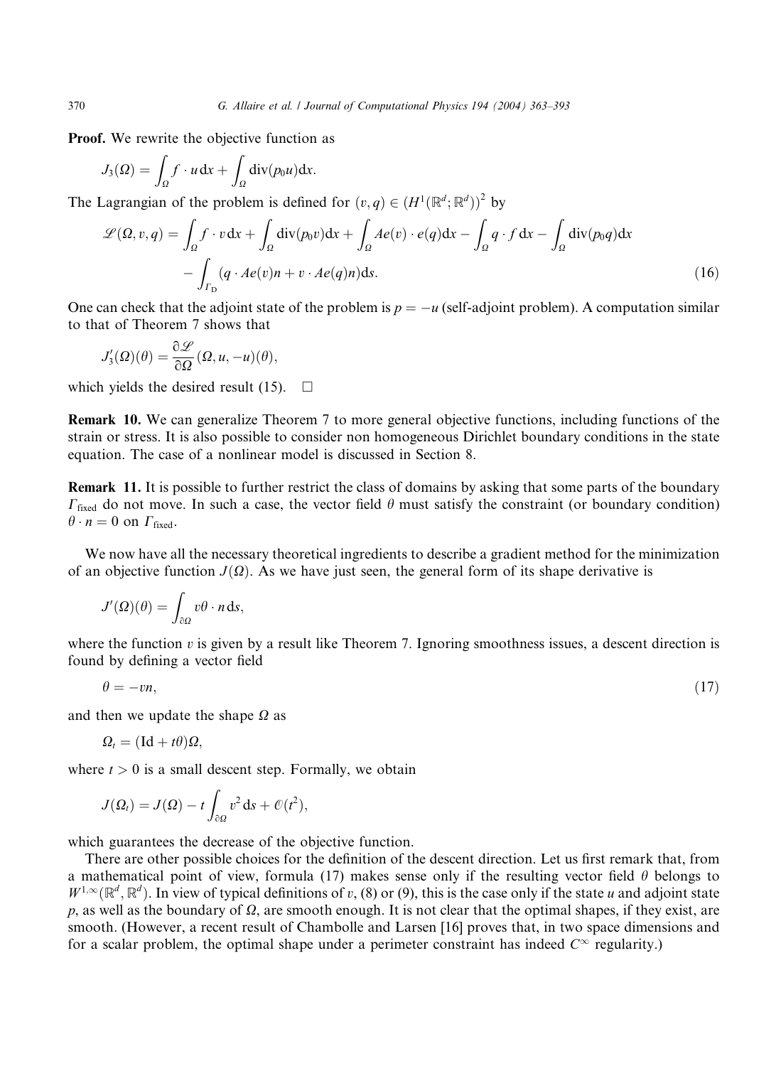**Proof.** We rewrite the objective function as

$$J_3(\Omega) = \int_\Omega f \cdot u \, dx + \int_\Omega \operatorname{div}(p_0 u) dx.$$

The Lagrangian of the problem is defined for $(v, q) \in (H^1(\mathbb{R}^d; \mathbb{R}^d))^2$ by

$$\mathscr{L}(\Omega, v, q) = \int_\Omega f \cdot v \, dx + \int_\Omega \operatorname{div}(p_0 v) dx + \int_\Omega Ae(v) \cdot e(q) dx - \int_\Omega q \cdot f \, dx - \int_\Omega \operatorname{div}(p_0 q) dx - \int_{\Gamma_D} (q \cdot Ae(v)n + v \cdot Ae(q)n) ds. \tag{16}$$

One can check that the adjoint state of the problem is $p = -u$ (self-adjoint problem). A computation similar to that of Theorem 7 shows that

$$J_3'(\Omega)(\theta) = \frac{\partial \mathscr{L}}{\partial \Omega}(\Omega, u, -u)(\theta),$$

which yields the desired result (15). $\square$

**Remark 10.** We can generalize Theorem 7 to more general objective functions, including functions of the strain or stress. It is also possible to consider non homogeneous Dirichlet boundary conditions in the state equation. The case of a nonlinear model is discussed in Section 8.

**Remark 11.** It is possible to further restrict the class of domains by asking that some parts of the boundary $\Gamma_{\text{fixed}}$ do not move. In such a case, the vector field $\theta$ must satisfy the constraint (or boundary condition) $\theta \cdot n = 0$ on $\Gamma_{\text{fixed}}$.

We now have all the necessary theoretical ingredients to describe a gradient method for the minimization of an objective function $J(\Omega)$. As we have just seen, the general form of its shape derivative is

$$J'(\Omega)(\theta) = \int_{\partial\Omega} v \theta \cdot n \, ds,$$

where the function $v$ is given by a result like Theorem 7. Ignoring smoothness issues, a descent direction is found by defining a vector field

$$\theta = -vn, \tag{17}$$

and then we update the shape $\Omega$ as

$$\Omega_t = (\mathrm{Id} + t\theta)\Omega,$$

where $t > 0$ is a small descent step. Formally, we obtain

$$J(\Omega_t) = J(\Omega) - t \int_{\partial\Omega} v^2 \, ds + \mathcal{O}(t^2),$$

which guarantees the decrease of the objective function.

There are other possible choices for the definition of the descent direction. Let us first remark that, from a mathematical point of view, formula (17) makes sense only if the resulting vector field $\theta$ belongs to $W^{1,\infty}(\mathbb{R}^d, \mathbb{R}^d)$. In view of typical definitions of $v$, (8) or (9), this is the case only if the state $u$ and adjoint state $p$, as well as the boundary of $\Omega$, are smooth enough. It is not clear that the optimal shapes, if they exist, are smooth. (However, a recent result of Chambolle and Larsen [16] proves that, in two space dimensions and for a scalar problem, the optimal shape under a perimeter constraint has indeed $C^\infty$ regularity.)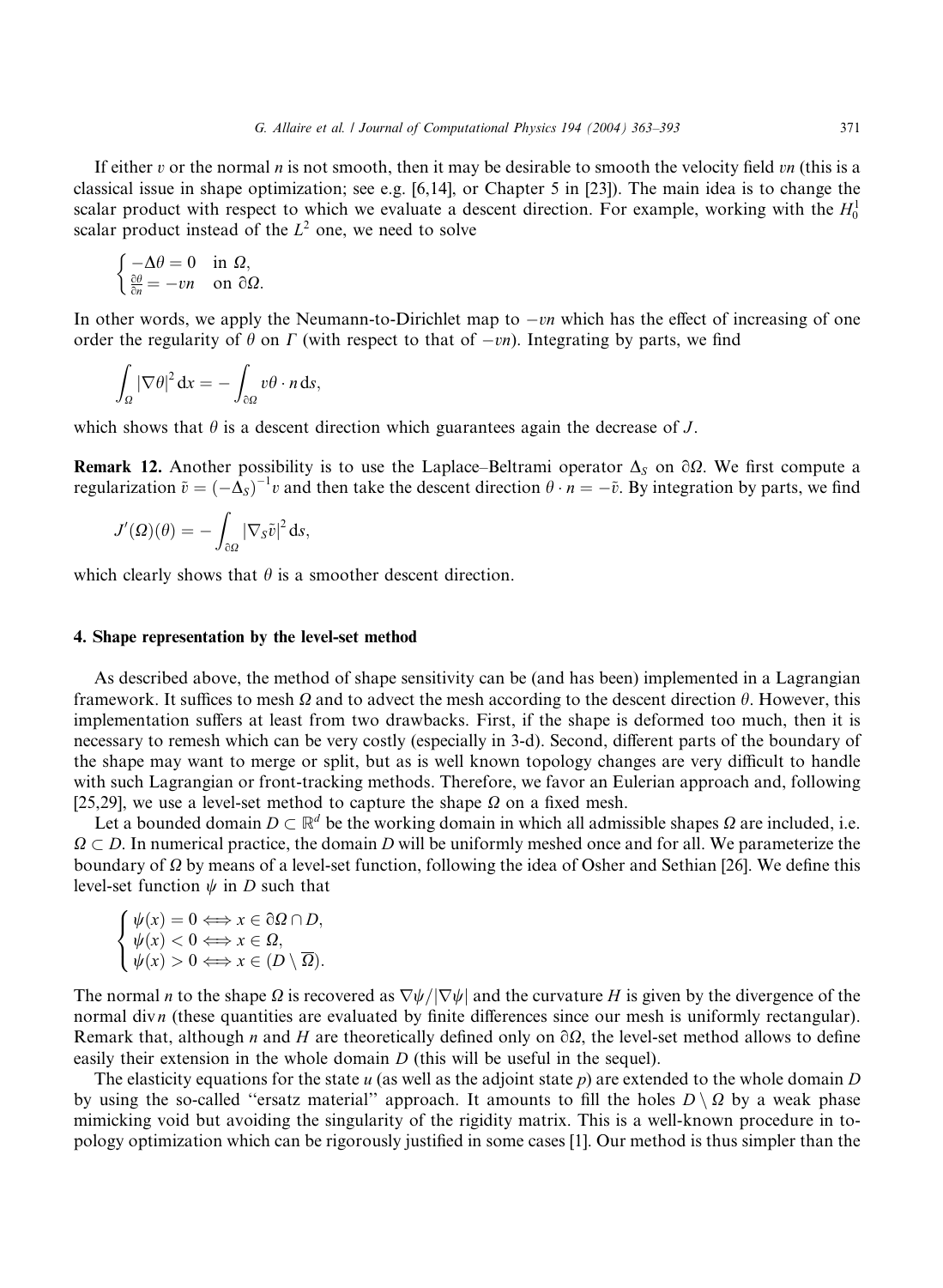If either $v$ or the normal $n$ is not smooth, then it may be desirable to smooth the velocity field $vn$ (this is a classical issue in shape optimization; see e.g. [6,14], or Chapter 5 in [23]). The main idea is to change the scalar product with respect to which we evaluate a descent direction. For example, working with the $H_0^1$ scalar product instead of the $L^2$ one, we need to solve

$$\begin{cases} -\Delta\theta = 0 & \text{in } \Omega, \\ \frac{\partial\theta}{\partial n} = -vn & \text{on } \partial\Omega. \end{cases}$$

In other words, we apply the Neumann-to-Dirichlet map to $-vn$ which has the effect of increasing of one order the regularity of $\theta$ on $\Gamma$ (with respect to that of $-vn$). Integrating by parts, we find

$$\int_\Omega |\nabla\theta|^2 \, dx = -\int_{\partial\Omega} v\theta \cdot n \, ds,$$

which shows that $\theta$ is a descent direction which guarantees again the decrease of $J$.

**Remark 12.** Another possibility is to use the Laplace–Beltrami operator $\Delta_S$ on $\partial\Omega$. We first compute a regularization $\tilde{v} = (-\Delta_S)^{-1} v$ and then take the descent direction $\theta \cdot n = -\tilde{v}$. By integration by parts, we find

$$J'(\Omega)(\theta) = -\int_{\partial\Omega} |\nabla_S \tilde{v}|^2 \, ds,$$

which clearly shows that $\theta$ is a smoother descent direction.

## 4. Shape representation by the level-set method

As described above, the method of shape sensitivity can be (and has been) implemented in a Lagrangian framework. It suffices to mesh $\Omega$ and to advect the mesh according to the descent direction $\theta$. However, this implementation suffers at least from two drawbacks. First, if the shape is deformed too much, then it is necessary to remesh which can be very costly (especially in 3-d). Second, different parts of the boundary of the shape may want to merge or split, but as is well known topology changes are very difficult to handle with such Lagrangian or front-tracking methods. Therefore, we favor an Eulerian approach and, following [25,29], we use a level-set method to capture the shape $\Omega$ on a fixed mesh.

Let a bounded domain $D \subset \mathbb{R}^d$ be the working domain in which all admissible shapes $\Omega$ are included, i.e. $\Omega \subset D$. In numerical practice, the domain $D$ will be uniformly meshed once and for all. We parameterize the boundary of $\Omega$ by means of a level-set function, following the idea of Osher and Sethian [26]. We define this level-set function $\psi$ in $D$ such that

$$\begin{cases} \psi(x) = 0 \iff x \in \partial\Omega \cap D, \\ \psi(x) < 0 \iff x \in \Omega, \\ \psi(x) > 0 \iff x \in (D \setminus \overline{\Omega}). \end{cases}$$

The normal $n$ to the shape $\Omega$ is recovered as $\nabla\psi/|\nabla\psi|$ and the curvature $H$ is given by the divergence of the normal $\operatorname{div} n$ (these quantities are evaluated by finite differences since our mesh is uniformly rectangular). Remark that, although $n$ and $H$ are theoretically defined only on $\partial\Omega$, the level-set method allows to define easily their extension in the whole domain $D$ (this will be useful in the sequel).

The elasticity equations for the state $u$ (as well as the adjoint state $p$) are extended to the whole domain $D$ by using the so-called "ersatz material" approach. It amounts to fill the holes $D \setminus \Omega$ by a weak phase mimicking void but avoiding the singularity of the rigidity matrix. This is a well-known procedure in topology optimization which can be rigorously justified in some cases [1]. Our method is thus simpler than the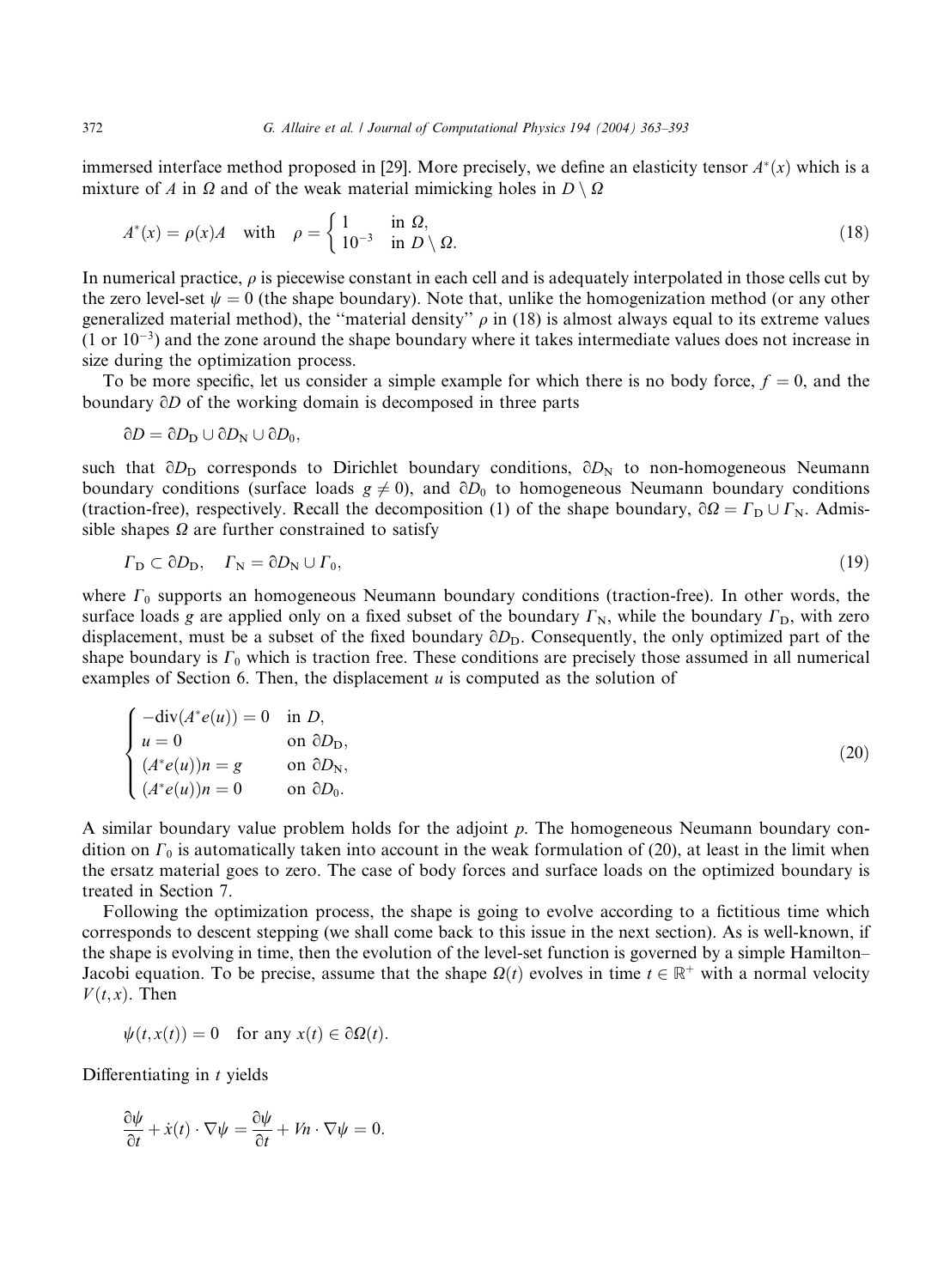immersed interface method proposed in [29]. More precisely, we define an elasticity tensor $A^*(x)$ which is a mixture of $A$ in $\Omega$ and of the weak material mimicking holes in $D \setminus \Omega$

$$A^*(x) = \rho(x)A \quad \text{with} \quad \rho = \begin{cases} 1 & \text{in } \Omega, \\ 10^{-3} & \text{in } D \setminus \Omega. \end{cases} \tag{18}$$

In numerical practice, $\rho$ is piecewise constant in each cell and is adequately interpolated in those cells cut by the zero level-set $\psi = 0$ (the shape boundary). Note that, unlike the homogenization method (or any other generalized material method), the "material density" $\rho$ in (18) is almost always equal to its extreme values ($1$ or $10^{-3}$) and the zone around the shape boundary where it takes intermediate values does not increase in size during the optimization process.

To be more specific, let us consider a simple example for which there is no body force, $f = 0$, and the boundary $\partial D$ of the working domain is decomposed in three parts

$$\partial D = \partial D_D \cup \partial D_N \cup \partial D_0,$$

such that $\partial D_D$ corresponds to Dirichlet boundary conditions, $\partial D_N$ to non-homogeneous Neumann boundary conditions (surface loads $g \neq 0$), and $\partial D_0$ to homogeneous Neumann boundary conditions (traction-free), respectively. Recall the decomposition (1) of the shape boundary, $\partial\Omega = \Gamma_D \cup \Gamma_N$. Admissible shapes $\Omega$ are further constrained to satisfy

$$\Gamma_D \subset \partial D_D, \quad \Gamma_N = \partial D_N \cup \Gamma_0, \tag{19}$$

where $\Gamma_0$ supports an homogeneous Neumann boundary conditions (traction-free). In other words, the surface loads $g$ are applied only on a fixed subset of the boundary $\Gamma_N$, while the boundary $\Gamma_D$, with zero displacement, must be a subset of the fixed boundary $\partial D_D$. Consequently, the only optimized part of the shape boundary is $\Gamma_0$ which is traction free. These conditions are precisely those assumed in all numerical examples of Section 6. Then, the displacement $u$ is computed as the solution of

$$\begin{cases} -\operatorname{div}(A^* e(u)) = 0 & \text{in } D, \\ u = 0 & \text{on } \partial D_D, \\ (A^* e(u))n = g & \text{on } \partial D_N, \\ (A^* e(u))n = 0 & \text{on } \partial D_0. \end{cases} \tag{20}$$

A similar boundary value problem holds for the adjoint $p$. The homogeneous Neumann boundary condition on $\Gamma_0$ is automatically taken into account in the weak formulation of (20), at least in the limit when the ersatz material goes to zero. The case of body forces and surface loads on the optimized boundary is treated in Section 7.

Following the optimization process, the shape is going to evolve according to a fictitious time which corresponds to descent stepping (we shall come back to this issue in the next section). As is well-known, if the shape is evolving in time, then the evolution of the level-set function is governed by a simple Hamilton–Jacobi equation. To be precise, assume that the shape $\Omega(t)$ evolves in time $t \in \mathbb{R}^+$ with a normal velocity $V(t, x)$. Then

$$\psi(t, x(t)) = 0 \quad \text{for any } x(t) \in \partial\Omega(t).$$

Differentiating in $t$ yields

$$\frac{\partial \psi}{\partial t} + \dot{x}(t) \cdot \nabla\psi = \frac{\partial \psi}{\partial t} + Vn \cdot \nabla\psi = 0.$$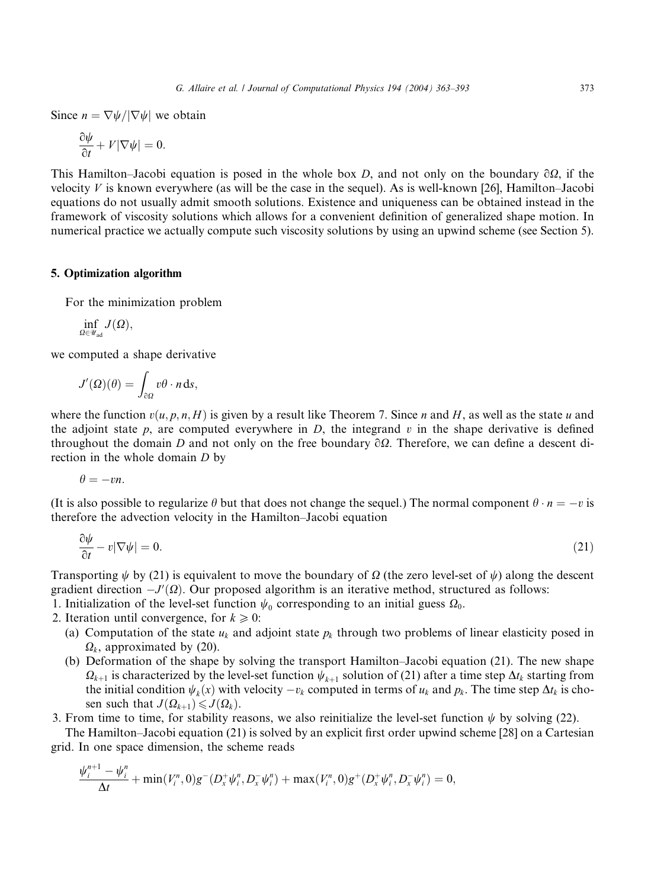Since $n = \nabla\psi/|\nabla\psi|$ we obtain

$$\frac{\partial \psi}{\partial t} + V|\nabla\psi| = 0.$$

This Hamilton–Jacobi equation is posed in the whole box $D$, and not only on the boundary $\partial\Omega$, if the velocity $V$ is known everywhere (as will be the case in the sequel). As is well-known [26], Hamilton–Jacobi equations do not usually admit smooth solutions. Existence and uniqueness can be obtained instead in the framework of viscosity solutions which allows for a convenient definition of generalized shape motion. In numerical practice we actually compute such viscosity solutions by using an upwind scheme (see Section 5).

## 5. Optimization algorithm

For the minimization problem

$$\inf_{\Omega \in \mathscr{U}_{\text{ad}}} J(\Omega),$$

we computed a shape derivative

$$J'(\Omega)(\theta) = \int_{\partial\Omega} v\theta \cdot n \, \mathrm{d}s,$$

where the function $v(u, p, n, H)$ is given by a result like Theorem 7. Since $n$ and $H$, as well as the state $u$ and the adjoint state $p$, are computed everywhere in $D$, the integrand $v$ in the shape derivative is defined throughout the domain $D$ and not only on the free boundary $\partial\Omega$. Therefore, we can define a descent direction in the whole domain $D$ by

$$\theta = -vn.$$

(It is also possible to regularize $\theta$ but that does not change the sequel.) The normal component $\theta \cdot n = -v$ is therefore the advection velocity in the Hamilton–Jacobi equation

$$\frac{\partial \psi}{\partial t} - v|\nabla\psi| = 0. \tag{21}$$

Transporting $\psi$ by (21) is equivalent to move the boundary of $\Omega$ (the zero level-set of $\psi$) along the descent gradient direction $-J'(\Omega)$. Our proposed algorithm is an iterative method, structured as follows:

1. Initialization of the level-set function $\psi_0$ corresponding to an initial guess $\Omega_0$.
2. Iteration until convergence, for $k \geqslant 0$:
   (a) Computation of the state $u_k$ and adjoint state $p_k$ through two problems of linear elasticity posed in $\Omega_k$, approximated by (20).
   (b) Deformation of the shape by solving the transport Hamilton–Jacobi equation (21). The new shape $\Omega_{k+1}$ is characterized by the level-set function $\psi_{k+1}$ solution of (21) after a time step $\Delta t_k$ starting from the initial condition $\psi_k(x)$ with velocity $-v_k$ computed in terms of $u_k$ and $p_k$. The time step $\Delta t_k$ is chosen such that $J(\Omega_{k+1}) \leqslant J(\Omega_k)$.
3. From time to time, for stability reasons, we also reinitialize the level-set function $\psi$ by solving (22).

The Hamilton–Jacobi equation (21) is solved by an explicit first order upwind scheme [28] on a Cartesian grid. In one space dimension, the scheme reads

$$\frac{\psi_i^{n+1} - \psi_i^n}{\Delta t} + \min(V_i^n, 0)g^-(D_x^+\psi_i^n, D_x^-\psi_i^n) + \max(V_i^n, 0)g^+(D_x^+\psi_i^n, D_x^-\psi_i^n) = 0,$$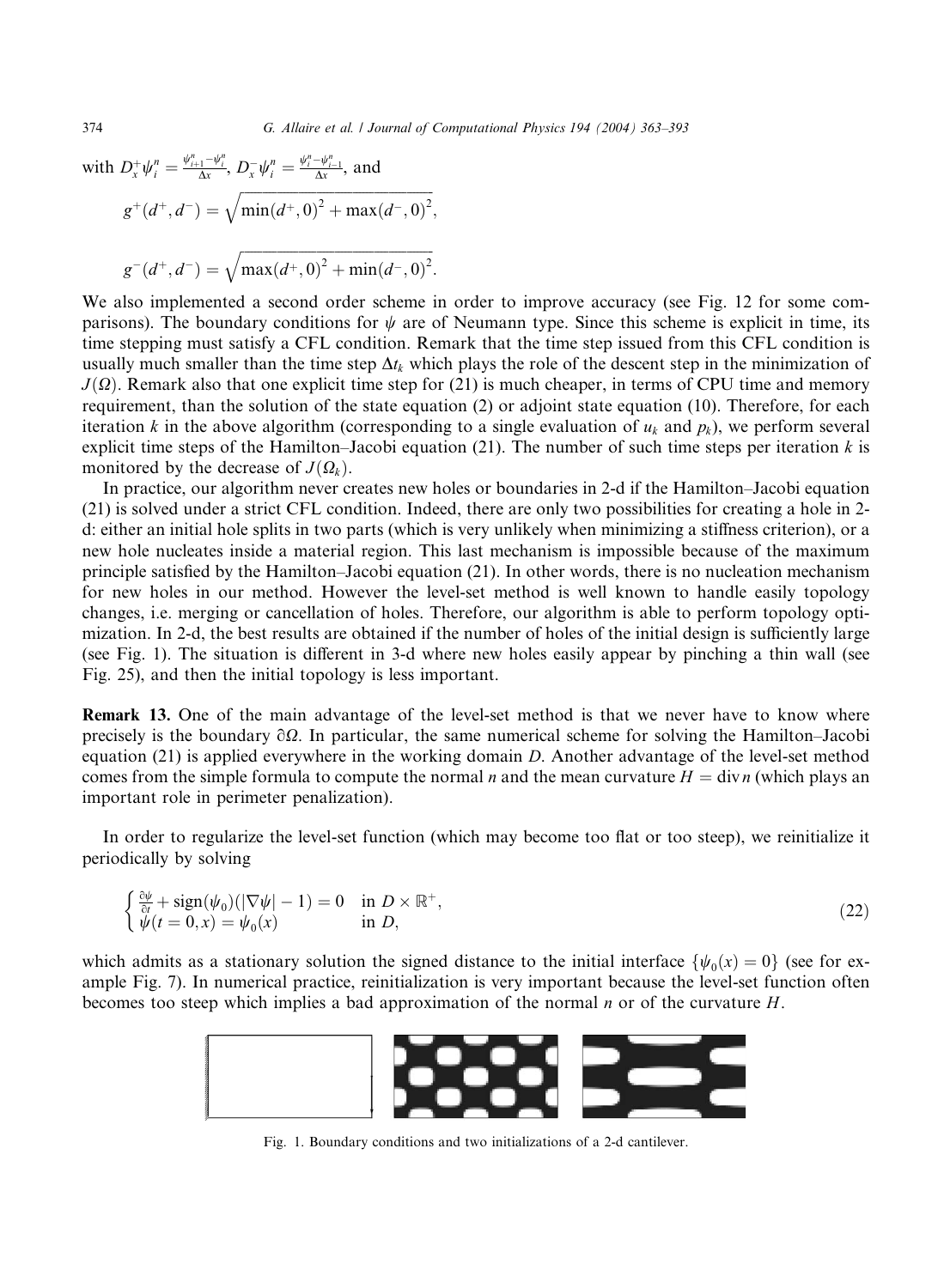with $D_x^+ \psi_i^n = \frac{\psi_{i+1}^n - \psi_i^n}{\Delta x}$, $D_x^- \psi_i^n = \frac{\psi_i^n - \psi_{i-1}^n}{\Delta x}$, and

$$g^+(d^+, d^-) = \sqrt{\min(d^+, 0)^2 + \max(d^-, 0)^2},$$

$$g^-(d^+, d^-) = \sqrt{\max(d^+, 0)^2 + \min(d^-, 0)^2}.$$

We also implemented a second order scheme in order to improve accuracy (see Fig. 12 for some comparisons). The boundary conditions for $\psi$ are of Neumann type. Since this scheme is explicit in time, its time stepping must satisfy a CFL condition. Remark that the time step issued from this CFL condition is usually much smaller than the time step $\Delta t_k$ which plays the role of the descent step in the minimization of $J(\Omega)$. Remark also that one explicit time step for (21) is much cheaper, in terms of CPU time and memory requirement, than the solution of the state equation (2) or adjoint state equation (10). Therefore, for each iteration $k$ in the above algorithm (corresponding to a single evaluation of $u_k$ and $p_k$), we perform several explicit time steps of the Hamilton–Jacobi equation (21). The number of such time steps per iteration $k$ is monitored by the decrease of $J(\Omega_k)$.

In practice, our algorithm never creates new holes or boundaries in 2-d if the Hamilton–Jacobi equation (21) is solved under a strict CFL condition. Indeed, there are only two possibilities for creating a hole in 2-d: either an initial hole splits in two parts (which is very unlikely when minimizing a stiffness criterion), or a new hole nucleates inside a material region. This last mechanism is impossible because of the maximum principle satisfied by the Hamilton–Jacobi equation (21). In other words, there is no nucleation mechanism for new holes in our method. However the level-set method is well known to handle easily topology changes, i.e. merging or cancellation of holes. Therefore, our algorithm is able to perform topology optimization. In 2-d, the best results are obtained if the number of holes of the initial design is sufficiently large (see Fig. 1). The situation is different in 3-d where new holes easily appear by pinching a thin wall (see Fig. 25), and then the initial topology is less important.

**Remark 13.** One of the main advantage of the level-set method is that we never have to know where precisely is the boundary $\partial\Omega$. In particular, the same numerical scheme for solving the Hamilton–Jacobi equation (21) is applied everywhere in the working domain $D$. Another advantage of the level-set method comes from the simple formula to compute the normal $n$ and the mean curvature $H = \operatorname{div} n$ (which plays an important role in perimeter penalization).

In order to regularize the level-set function (which may become too flat or too steep), we reinitialize it periodically by solving

$$\begin{cases} \frac{\partial \psi}{\partial t} + \operatorname{sign}(\psi_0)(|\nabla \psi| - 1) = 0 & \text{in } D \times \mathbb{R}^+, \\ \psi(t = 0, x) = \psi_0(x) & \text{in } D, \end{cases} \tag{22}$$

which admits as a stationary solution the signed distance to the initial interface $\{\psi_0(x) = 0\}$ (see for example Fig. 7). In numerical practice, reinitialization is very important because the level-set function often becomes too steep which implies a bad approximation of the normal $n$ or of the curvature $H$.

Fig. 1. Boundary conditions and two initializations of a 2-d cantilever.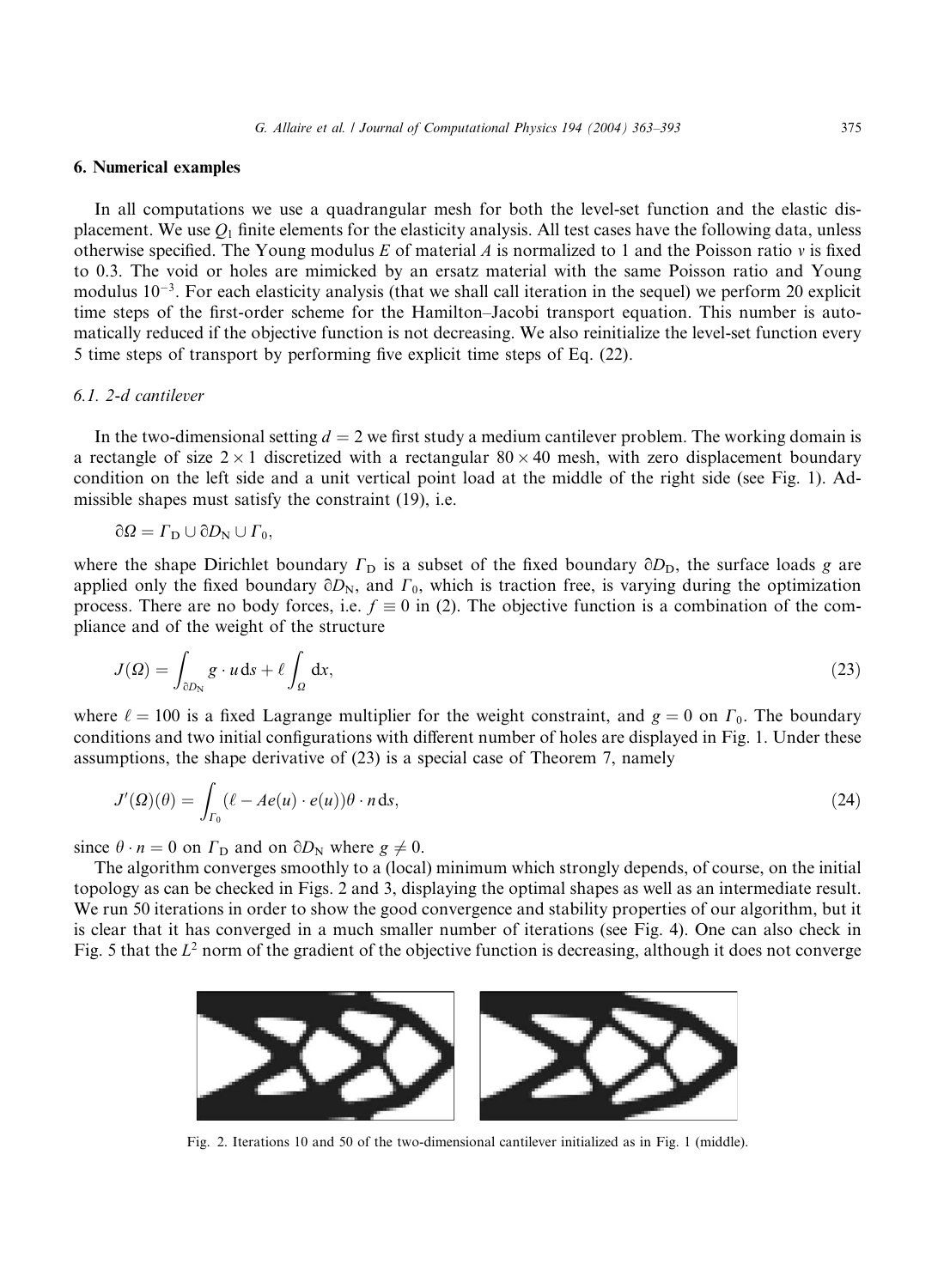## 6. Numerical examples

In all computations we use a quadrangular mesh for both the level-set function and the elastic displacement. We use $Q_1$ finite elements for the elasticity analysis. All test cases have the following data, unless otherwise specified. The Young modulus $E$ of material $A$ is normalized to 1 and the Poisson ratio $v$ is fixed to 0.3. The void or holes are mimicked by an ersatz material with the same Poisson ratio and Young modulus $10^{-3}$. For each elasticity analysis (that we shall call iteration in the sequel) we perform 20 explicit time steps of the first-order scheme for the Hamilton–Jacobi transport equation. This number is automatically reduced if the objective function is not decreasing. We also reinitialize the level-set function every 5 time steps of transport by performing five explicit time steps of Eq. (22).

### 6.1. 2-d cantilever

In the two-dimensional setting $d = 2$ we first study a medium cantilever problem. The working domain is a rectangle of size $2 \times 1$ discretized with a rectangular $80 \times 40$ mesh, with zero displacement boundary condition on the left side and a unit vertical point load at the middle of the right side (see Fig. 1). Admissible shapes must satisfy the constraint (19), i.e.

$$\partial\Omega = \Gamma_D \cup \partial D_N \cup \Gamma_0,$$

where the shape Dirichlet boundary $\Gamma_D$ is a subset of the fixed boundary $\partial D_D$, the surface loads $g$ are applied only the fixed boundary $\partial D_N$, and $\Gamma_0$, which is traction free, is varying during the optimization process. There are no body forces, i.e. $f \equiv 0$ in (2). The objective function is a combination of the compliance and of the weight of the structure

$$J(\Omega) = \int_{\partial D_N} g \cdot u \, ds + \ell \int_{\Omega} dx, \tag{23}$$

where $\ell = 100$ is a fixed Lagrange multiplier for the weight constraint, and $g = 0$ on $\Gamma_0$. The boundary conditions and two initial configurations with different number of holes are displayed in Fig. 1. Under these assumptions, the shape derivative of (23) is a special case of Theorem 7, namely

$$J'(\Omega)(\theta) = \int_{\Gamma_0} (\ell - Ae(u) \cdot e(u)) \theta \cdot n \, ds, \tag{24}$$

since $\theta \cdot n = 0$ on $\Gamma_D$ and on $\partial D_N$ where $g \neq 0$.

The algorithm converges smoothly to a (local) minimum which strongly depends, of course, on the initial topology as can be checked in Figs. 2 and 3, displaying the optimal shapes as well as an intermediate result. We run 50 iterations in order to show the good convergence and stability properties of our algorithm, but it is clear that it has converged in a much smaller number of iterations (see Fig. 4). One can also check in Fig. 5 that the $L^2$ norm of the gradient of the objective function is decreasing, although it does not converge

Fig. 2. Iterations 10 and 50 of the two-dimensional cantilever initialized as in Fig. 1 (middle).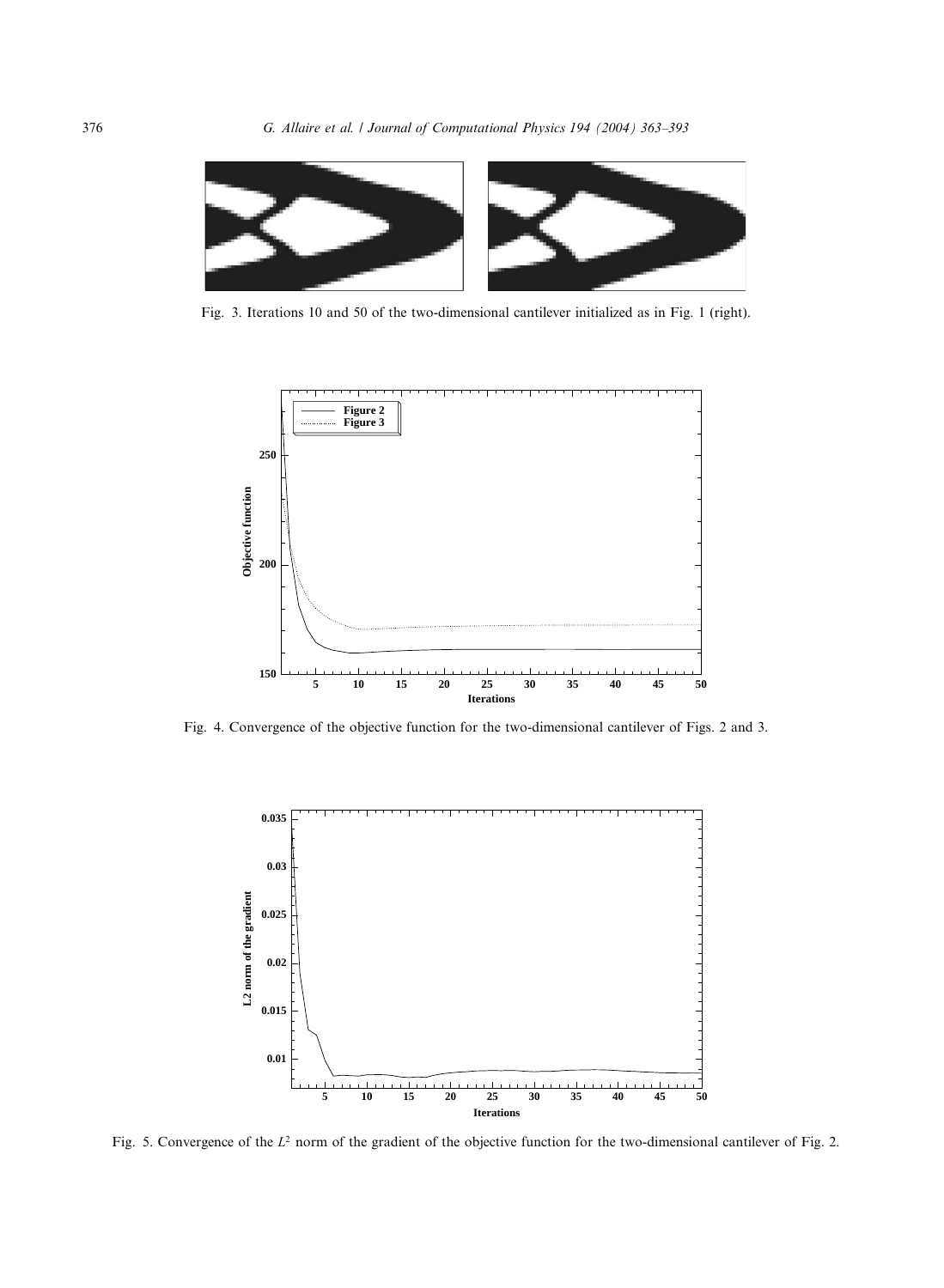Fig. 3. Iterations 10 and 50 of the two-dimensional cantilever initialized as in Fig. 1 (right).

Fig. 4. Convergence of the objective function for the two-dimensional cantilever of Figs. 2 and 3.

Fig. 5. Convergence of the $L^2$ norm of the gradient of the objective function for the two-dimensional cantilever of Fig. 2.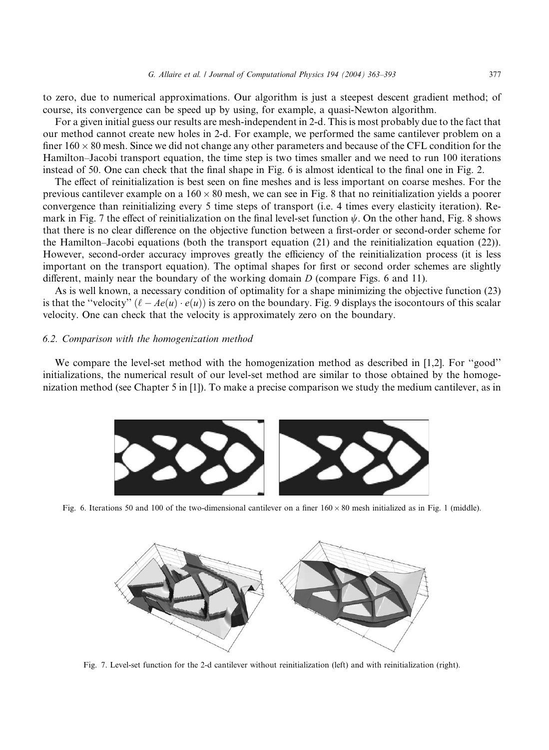to zero, due to numerical approximations. Our algorithm is just a steepest descent gradient method; of course, its convergence can be speed up by using, for example, a quasi-Newton algorithm.

For a given initial guess our results are mesh-independent in 2-d. This is most probably due to the fact that our method cannot create new holes in 2-d. For example, we performed the same cantilever problem on a finer $160 \times 80$ mesh. Since we did not change any other parameters and because of the CFL condition for the Hamilton–Jacobi transport equation, the time step is two times smaller and we need to run 100 iterations instead of 50. One can check that the final shape in Fig. 6 is almost identical to the final one in Fig. 2.

The effect of reinitialization is best seen on fine meshes and is less important on coarse meshes. For the previous cantilever example on a $160 \times 80$ mesh, we can see in Fig. 8 that no reinitialization yields a poorer convergence than reinitializing every 5 time steps of transport (i.e. 4 times every elasticity iteration). Remark in Fig. 7 the effect of reinitialization on the final level-set function $\psi$. On the other hand, Fig. 8 shows that there is no clear difference on the objective function between a first-order or second-order scheme for the Hamilton–Jacobi equations (both the transport equation (21) and the reinitialization equation (22)). However, second-order accuracy improves greatly the efficiency of the reinitialization process (it is less important on the transport equation). The optimal shapes for first or second order schemes are slightly different, mainly near the boundary of the working domain $D$ (compare Figs. 6 and 11).

As is well known, a necessary condition of optimality for a shape minimizing the objective function (23) is that the ''velocity'' $(\ell - Ae(u) \cdot e(u))$ is zero on the boundary. Fig. 9 displays the isocontours of this scalar velocity. One can check that the velocity is approximately zero on the boundary.

### 6.2. Comparison with the homogenization method

We compare the level-set method with the homogenization method as described in [1,2]. For ''good'' initializations, the numerical result of our level-set method are similar to those obtained by the homogenization method (see Chapter 5 in [1]). To make a precise comparison we study the medium cantilever, as in

Fig. 6. Iterations 50 and 100 of the two-dimensional cantilever on a finer $160 \times 80$ mesh initialized as in Fig. 1 (middle).

Fig. 7. Level-set function for the 2-d cantilever without reinitialization (left) and with reinitialization (right).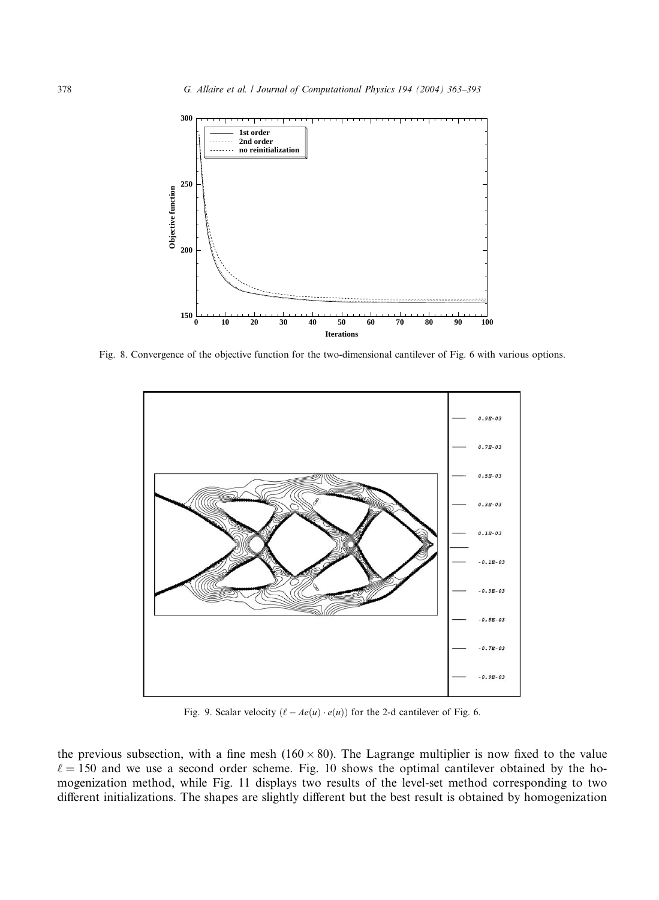Fig. 8. Convergence of the objective function for the two-dimensional cantilever of Fig. 6 with various options.

Fig. 9. Scalar velocity $(\ell - Ae(u) \cdot e(u))$ for the 2-d cantilever of Fig. 6.

the previous subsection, with a fine mesh $(160 \times 80)$. The Lagrange multiplier is now fixed to the value $\ell = 150$ and we use a second order scheme. Fig. 10 shows the optimal cantilever obtained by the homogenization method, while Fig. 11 displays two results of the level-set method corresponding to two different initializations. The shapes are slightly different but the best result is obtained by homogenization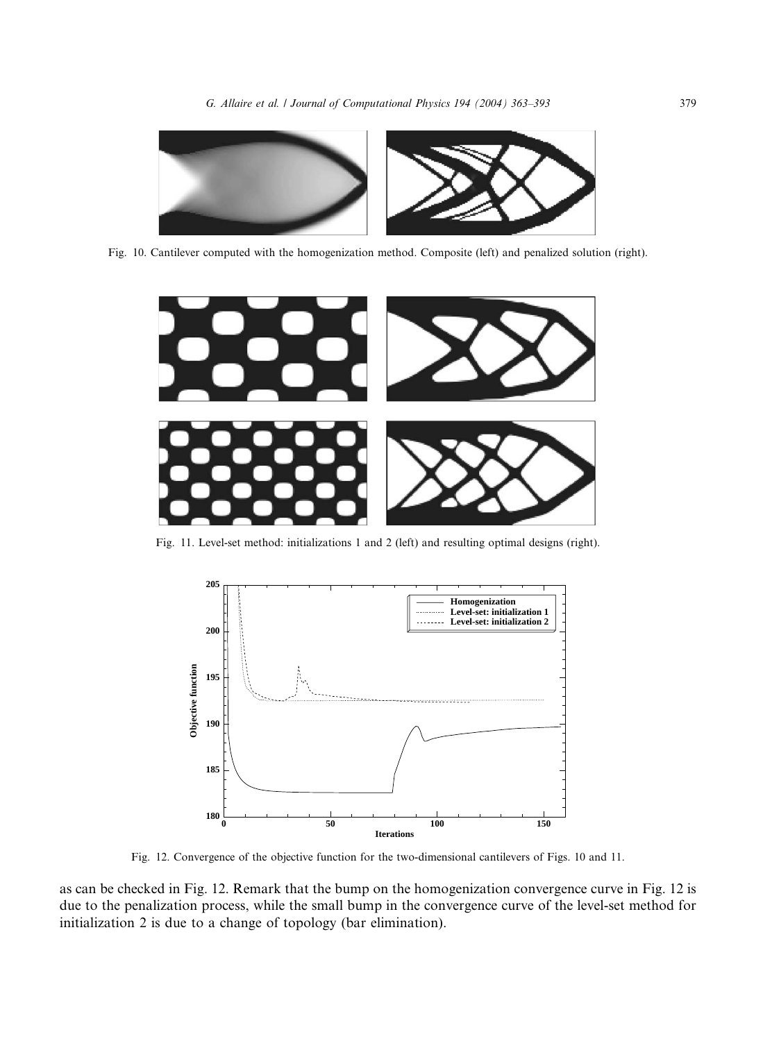Fig. 10. Cantilever computed with the homogenization method. Composite (left) and penalized solution (right).

Fig. 11. Level-set method: initializations 1 and 2 (left) and resulting optimal designs (right).

Fig. 12. Convergence of the objective function for the two-dimensional cantilevers of Figs. 10 and 11.

as can be checked in Fig. 12. Remark that the bump on the homogenization convergence curve in Fig. 12 is due to the penalization process, while the small bump in the convergence curve of the level-set method for initialization 2 is due to a change of topology (bar elimination).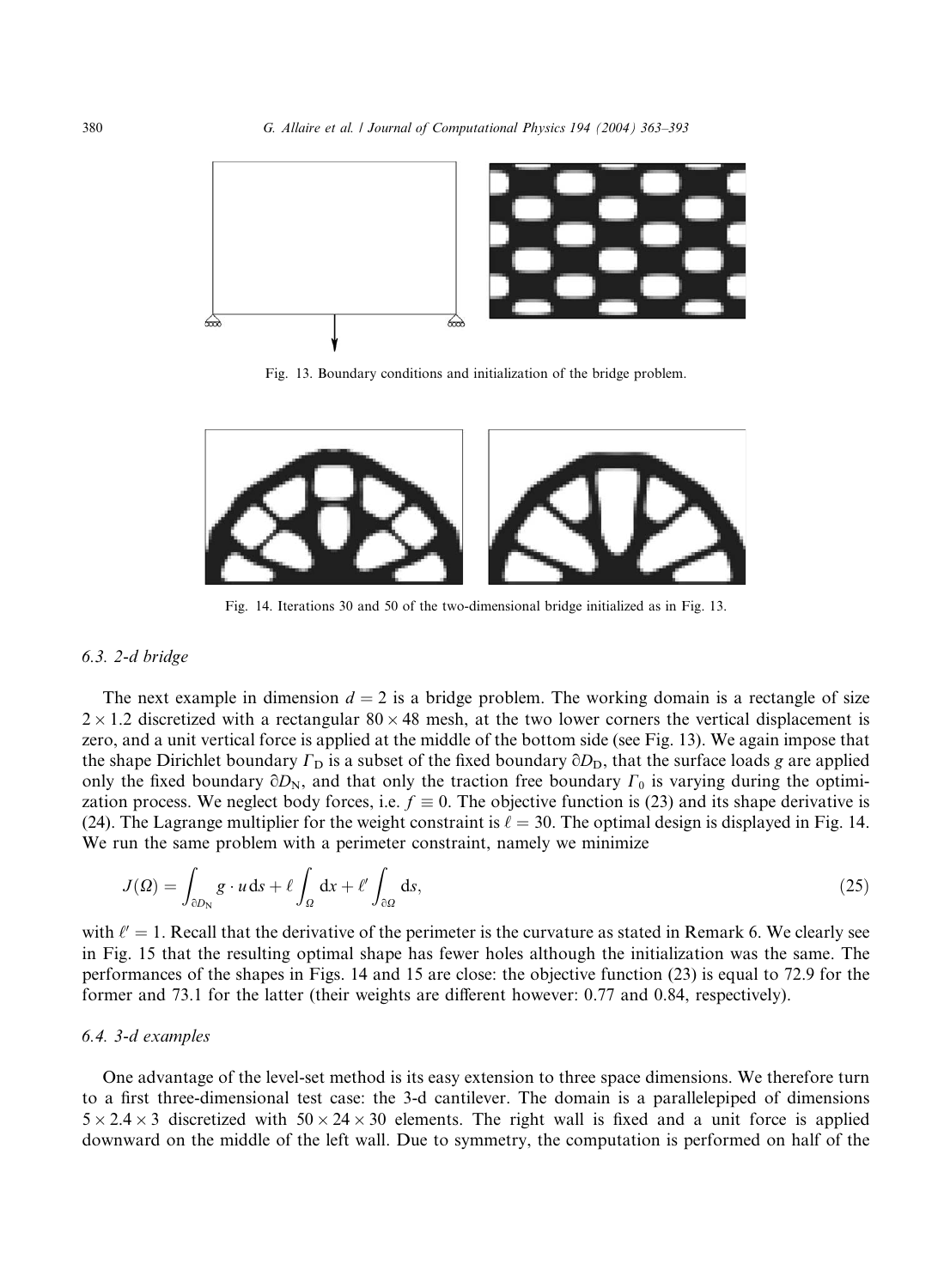Fig. 13. Boundary conditions and initialization of the bridge problem.

Fig. 14. Iterations 30 and 50 of the two-dimensional bridge initialized as in Fig. 13.

### 6.3. 2-d bridge

The next example in dimension $d = 2$ is a bridge problem. The working domain is a rectangle of size $2 \times 1.2$ discretized with a rectangular $80 \times 48$ mesh, at the two lower corners the vertical displacement is zero, and a unit vertical force is applied at the middle of the bottom side (see Fig. 13). We again impose that the shape Dirichlet boundary $\Gamma_D$ is a subset of the fixed boundary $\partial D_D$, that the surface loads $g$ are applied only the fixed boundary $\partial D_N$, and that only the traction free boundary $\Gamma_0$ is varying during the optimization process. We neglect body forces, i.e. $f \equiv 0$. The objective function is (23) and its shape derivative is (24). The Lagrange multiplier for the weight constraint is $\ell = 30$. The optimal design is displayed in Fig. 14. We run the same problem with a perimeter constraint, namely we minimize

$$J(\Omega) = \int_{\partial D_N} g \cdot u \, ds + \ell \int_{\Omega} dx + \ell' \int_{\partial\Omega} ds, \tag{25}$$

with $\ell' = 1$. Recall that the derivative of the perimeter is the curvature as stated in Remark 6. We clearly see in Fig. 15 that the resulting optimal shape has fewer holes although the initialization was the same. The performances of the shapes in Figs. 14 and 15 are close: the objective function (23) is equal to 72.9 for the former and 73.1 for the latter (their weights are different however: 0.77 and 0.84, respectively).

### 6.4. 3-d examples

One advantage of the level-set method is its easy extension to three space dimensions. We therefore turn to a first three-dimensional test case: the 3-d cantilever. The domain is a parallelepiped of dimensions $5 \times 2.4 \times 3$ discretized with $50 \times 24 \times 30$ elements. The right wall is fixed and a unit force is applied downward on the middle of the left wall. Due to symmetry, the computation is performed on half of the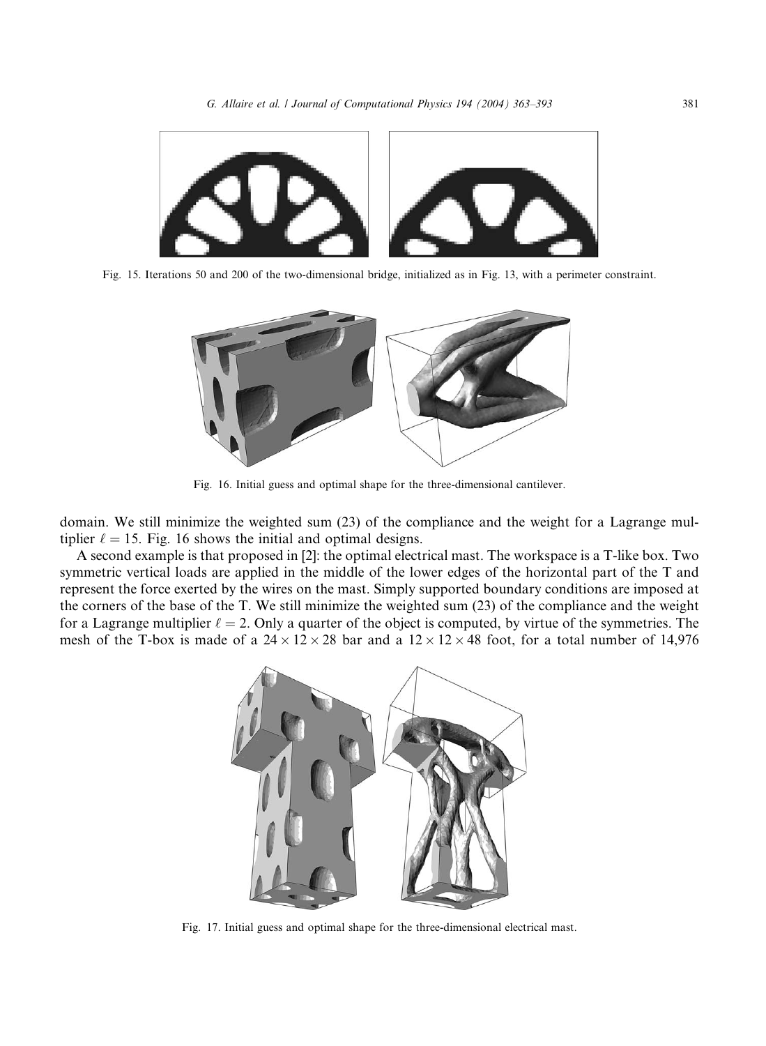Fig. 15. Iterations 50 and 200 of the two-dimensional bridge, initialized as in Fig. 13, with a perimeter constraint.

Fig. 16. Initial guess and optimal shape for the three-dimensional cantilever.

domain. We still minimize the weighted sum (23) of the compliance and the weight for a Lagrange multiplier $\ell = 15$. Fig. 16 shows the initial and optimal designs.

A second example is that proposed in [2]: the optimal electrical mast. The workspace is a T-like box. Two symmetric vertical loads are applied in the middle of the lower edges of the horizontal part of the T and represent the force exerted by the wires on the mast. Simply supported boundary conditions are imposed at the corners of the base of the T. We still minimize the weighted sum (23) of the compliance and the weight for a Lagrange multiplier $\ell = 2$. Only a quarter of the object is computed, by virtue of the symmetries. The mesh of the T-box is made of a $24 \times 12 \times 28$ bar and a $12 \times 12 \times 48$ foot, for a total number of 14,976

Fig. 17. Initial guess and optimal shape for the three-dimensional electrical mast.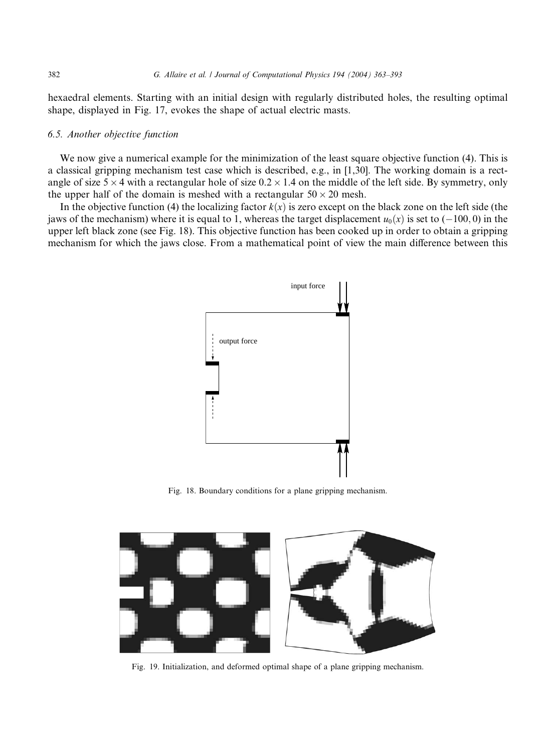hexaedral elements. Starting with an initial design with regularly distributed holes, the resulting optimal shape, displayed in Fig. 17, evokes the shape of actual electric masts.

### 6.5. Another objective function

We now give a numerical example for the minimization of the least square objective function (4). This is a classical gripping mechanism test case which is described, e.g., in [1,30]. The working domain is a rectangle of size $5 \times 4$ with a rectangular hole of size $0.2 \times 1.4$ on the middle of the left side. By symmetry, only the upper half of the domain is meshed with a rectangular $50 \times 20$ mesh.

In the objective function (4) the localizing factor $k(x)$ is zero except on the black zone on the left side (the jaws of the mechanism) where it is equal to 1, whereas the target displacement $u_0(x)$ is set to $(-100, 0)$ in the upper left black zone (see Fig. 18). This objective function has been cooked up in order to obtain a gripping mechanism for which the jaws close. From a mathematical point of view the main difference between this

Fig. 18. Boundary conditions for a plane gripping mechanism.

Fig. 19. Initialization, and deformed optimal shape of a plane gripping mechanism.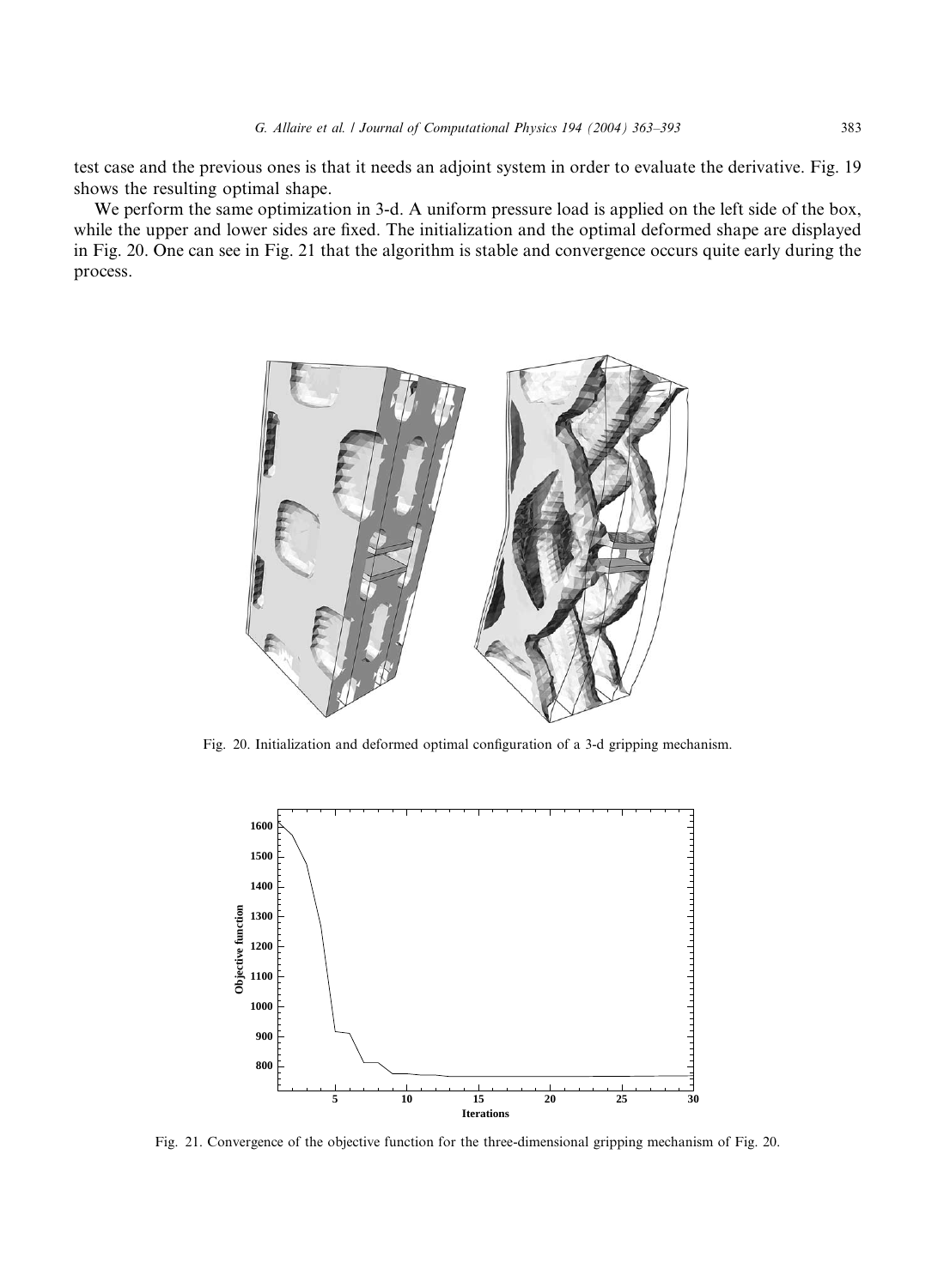test case and the previous ones is that it needs an adjoint system in order to evaluate the derivative. Fig. 19 shows the resulting optimal shape.

We perform the same optimization in 3-d. A uniform pressure load is applied on the left side of the box, while the upper and lower sides are fixed. The initialization and the optimal deformed shape are displayed in Fig. 20. One can see in Fig. 21 that the algorithm is stable and convergence occurs quite early during the process.

Fig. 20. Initialization and deformed optimal configuration of a 3-d gripping mechanism.

Fig. 21. Convergence of the objective function for the three-dimensional gripping mechanism of Fig. 20.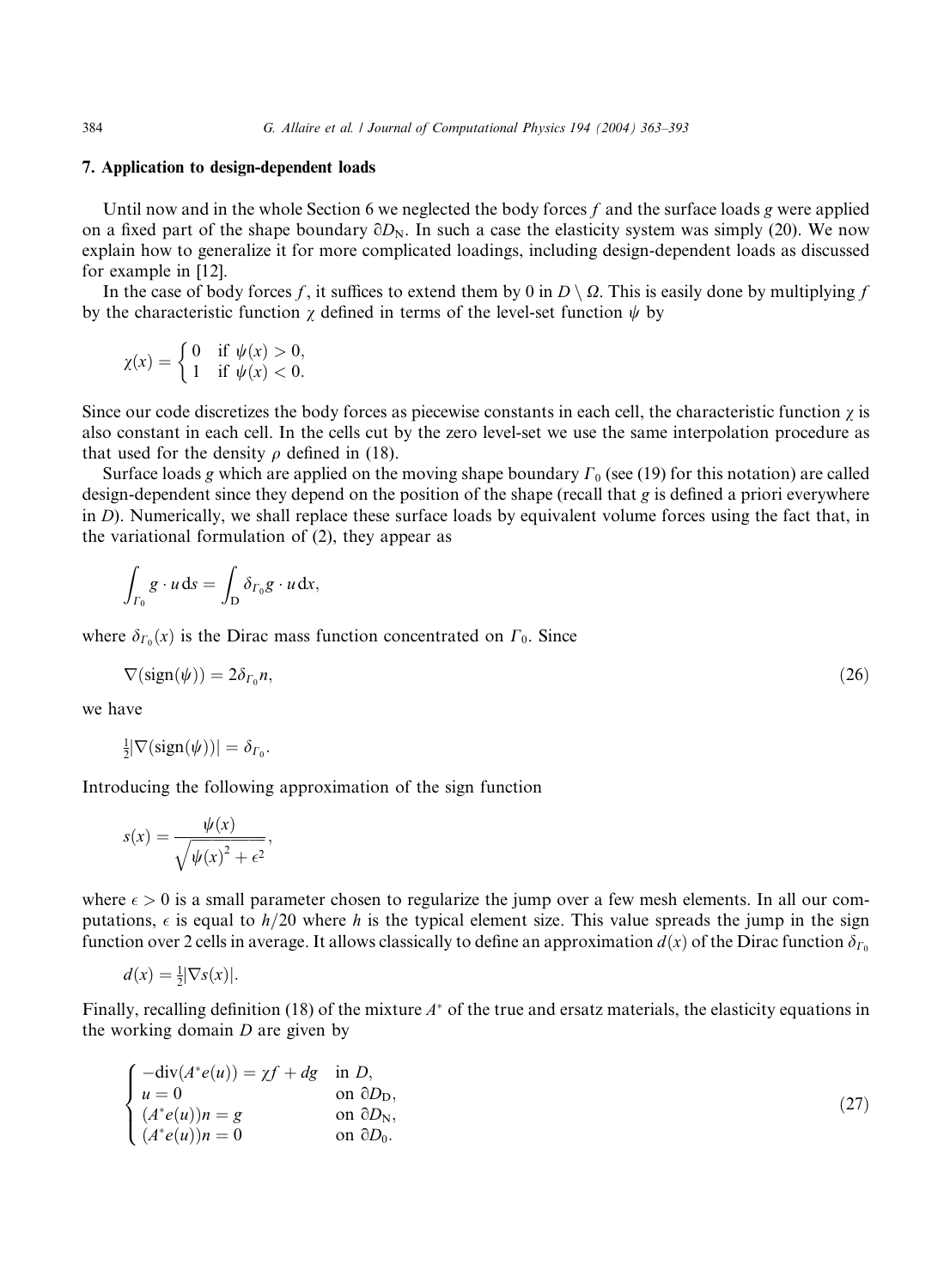## 7. Application to design-dependent loads

Until now and in the whole Section 6 we neglected the body forces $f$ and the surface loads $g$ were applied on a fixed part of the shape boundary $\partial D_{\mathrm{N}}$. In such a case the elasticity system was simply (20). We now explain how to generalize it for more complicated loadings, including design-dependent loads as discussed for example in [12].

In the case of body forces $f$, it suffices to extend them by 0 in $D \setminus \Omega$. This is easily done by multiplying $f$ by the characteristic function $\chi$ defined in terms of the level-set function $\psi$ by

$$
\chi(x) = \begin{cases} 0 & \text{if } \psi(x) > 0, \\ 1 & \text{if } \psi(x) < 0. \end{cases}
$$

Since our code discretizes the body forces as piecewise constants in each cell, the characteristic function $\chi$ is also constant in each cell. In the cells cut by the zero level-set we use the same interpolation procedure as that used for the density $\rho$ defined in (18).

Surface loads $g$ which are applied on the moving shape boundary $\Gamma_0$ (see (19) for this notation) are called design-dependent since they depend on the position of the shape (recall that $g$ is defined a priori everywhere in $D$). Numerically, we shall replace these surface loads by equivalent volume forces using the fact that, in the variational formulation of (2), they appear as

$$
\int_{\Gamma_0} g \cdot u \, \mathrm{d}s = \int_{\mathrm{D}} \delta_{\Gamma_0} g \cdot u \, \mathrm{d}x,
$$

where $\delta_{\Gamma_0}(x)$ is the Dirac mass function concentrated on $\Gamma_0$. Since

$$
\nabla(\operatorname{sign}(\psi)) = 2\delta_{\Gamma_0} n, \tag{26}
$$

we have

$$
\tfrac{1}{2}|\nabla(\operatorname{sign}(\psi))| = \delta_{\Gamma_0}.
$$

Introducing the following approximation of the sign function

$$
s(x) = \frac{\psi(x)}{\sqrt{\psi(x)^2 + \epsilon^2}},
$$

where $\epsilon > 0$ is a small parameter chosen to regularize the jump over a few mesh elements. In all our computations, $\epsilon$ is equal to $h/20$ where $h$ is the typical element size. This value spreads the jump in the sign function over 2 cells in average. It allows classically to define an approximation $d(x)$ of the Dirac function $\delta_{\Gamma_0}$

$$
d(x) = \tfrac{1}{2}|\nabla s(x)|.
$$

Finally, recalling definition (18) of the mixture $A^*$ of the true and ersatz materials, the elasticity equations in the working domain $D$ are given by

$$
\begin{cases}
-\operatorname{div}(A^* e(u)) = \chi f + dg & \text{in } D, \\
u = 0 & \text{on } \partial D_{\mathrm{D}}, \\
(A^* e(u)) n = g & \text{on } \partial D_{\mathrm{N}}, \\
(A^* e(u)) n = 0 & \text{on } \partial D_0.
\end{cases} \tag{27}
$$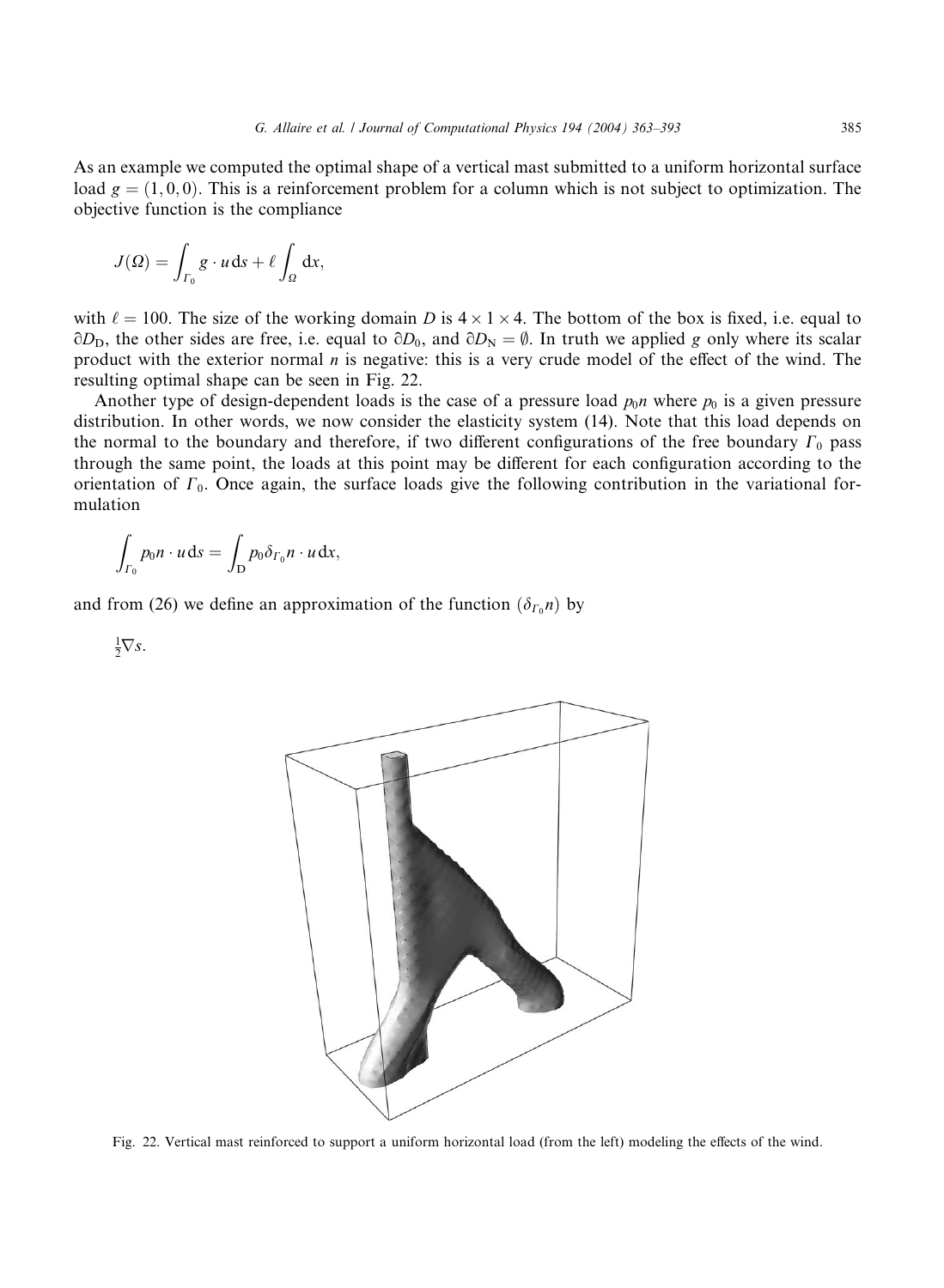As an example we computed the optimal shape of a vertical mast submitted to a uniform horizontal surface load $g = (1, 0, 0)$. This is a reinforcement problem for a column which is not subject to optimization. The objective function is the compliance

$$J(\Omega) = \int_{\Gamma_0} g \cdot u \, \mathrm{d}s + \ell \int_{\Omega} \mathrm{d}x,$$

with $\ell = 100$. The size of the working domain $D$ is $4 \times 1 \times 4$. The bottom of the box is fixed, i.e. equal to $\partial D_{\mathrm{D}}$, the other sides are free, i.e. equal to $\partial D_0$, and $\partial D_{\mathrm{N}} = \emptyset$. In truth we applied $g$ only where its scalar product with the exterior normal $n$ is negative: this is a very crude model of the effect of the wind. The resulting optimal shape can be seen in Fig. 22.

Another type of design-dependent loads is the case of a pressure load $p_0 n$ where $p_0$ is a given pressure distribution. In other words, we now consider the elasticity system (14). Note that this load depends on the normal to the boundary and therefore, if two different configurations of the free boundary $\Gamma_0$ pass through the same point, the loads at this point may be different for each configuration according to the orientation of $\Gamma_0$. Once again, the surface loads give the following contribution in the variational formulation

$$\int_{\Gamma_0} p_0 n \cdot u \, \mathrm{d}s = \int_{\mathrm{D}} p_0 \delta_{\Gamma_0} n \cdot u \, \mathrm{d}x,$$

and from (26) we define an approximation of the function $(\delta_{\Gamma_0} n)$ by

$$\tfrac{1}{2} \nabla s.$$

Fig. 22. Vertical mast reinforced to support a uniform horizontal load (from the left) modeling the effects of the wind.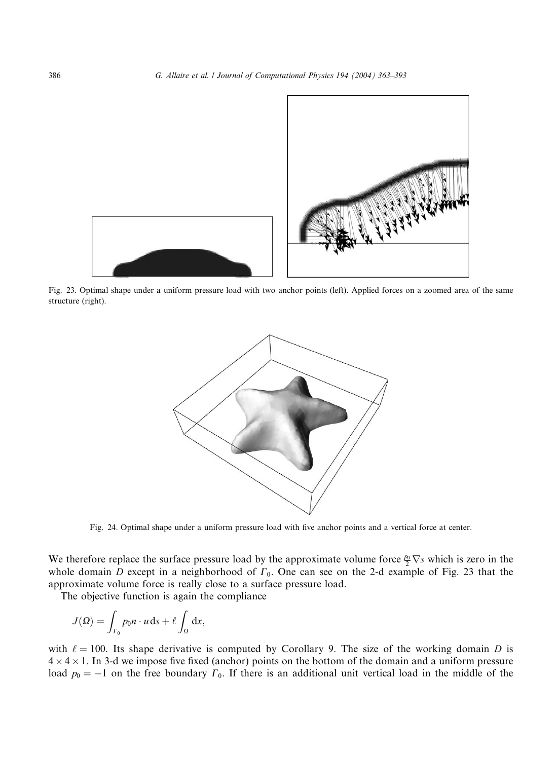Fig. 23. Optimal shape under a uniform pressure load with two anchor points (left). Applied forces on a zoomed area of the same structure (right).

Fig. 24. Optimal shape under a uniform pressure load with five anchor points and a vertical force at center.

We therefore replace the surface pressure load by the approximate volume force $\frac{p_0}{2}\nabla s$ which is zero in the whole domain $D$ except in a neighborhood of $\Gamma_0$. One can see on the 2-d example of Fig. 23 that the approximate volume force is really close to a surface pressure load.

The objective function is again the compliance

$$J(\Omega) = \int_{\Gamma_0} p_0 n \cdot u \, \mathrm{d}s + \ell \int_{\Omega} \mathrm{d}x,$$

with $\ell = 100$. Its shape derivative is computed by Corollary 9. The size of the working domain $D$ is $4 \times 4 \times 1$. In 3-d we impose five fixed (anchor) points on the bottom of the domain and a uniform pressure load $p_0 = -1$ on the free boundary $\Gamma_0$. If there is an additional unit vertical load in the middle of the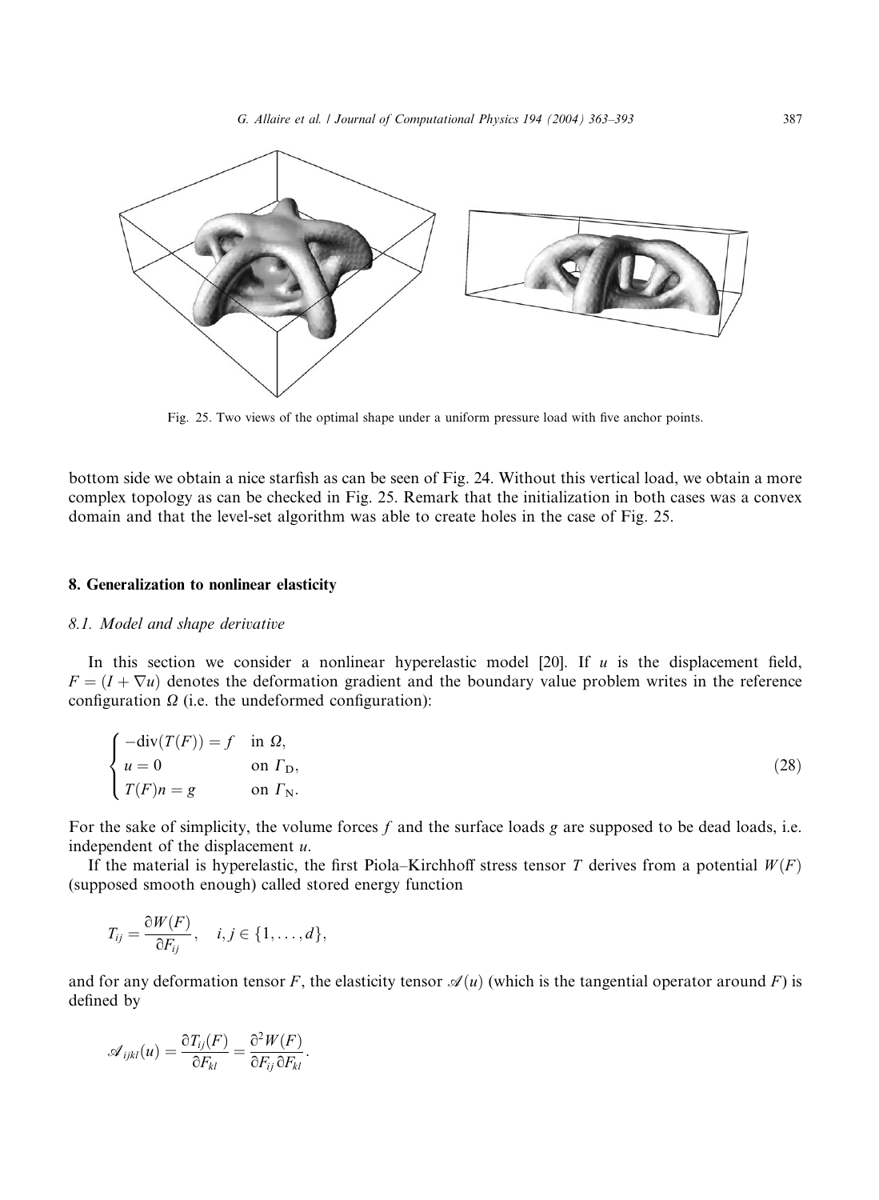Fig. 25. Two views of the optimal shape under a uniform pressure load with five anchor points.

bottom side we obtain a nice starfish as can be seen of Fig. 24. Without this vertical load, we obtain a more complex topology as can be checked in Fig. 25. Remark that the initialization in both cases was a convex domain and that the level-set algorithm was able to create holes in the case of Fig. 25.

## 8. Generalization to nonlinear elasticity

### 8.1. Model and shape derivative

In this section we consider a nonlinear hyperelastic model [20]. If $u$ is the displacement field, $F = (I + \nabla u)$ denotes the deformation gradient and the boundary value problem writes in the reference configuration $\Omega$ (i.e. the undeformed configuration):

$$\begin{cases} -\mathrm{div}(T(F)) = f & \text{in } \Omega, \\ u = 0 & \text{on } \Gamma_{\mathrm{D}}, \\ T(F)n = g & \text{on } \Gamma_{\mathrm{N}}. \end{cases} \tag{28}$$

For the sake of simplicity, the volume forces $f$ and the surface loads $g$ are supposed to be dead loads, i.e. independent of the displacement $u$.

If the material is hyperelastic, the first Piola–Kirchhoff stress tensor $T$ derives from a potential $W(F)$ (supposed smooth enough) called stored energy function

$$T_{ij} = \frac{\partial W(F)}{\partial F_{ij}}, \quad i,j \in \{1,\ldots,d\},$$

and for any deformation tensor $F$, the elasticity tensor $\mathscr{A}(u)$ (which is the tangential operator around $F$) is defined by

$$\mathscr{A}_{ijkl}(u) = \frac{\partial T_{ij}(F)}{\partial F_{kl}} = \frac{\partial^2 W(F)}{\partial F_{ij}\,\partial F_{kl}}.$$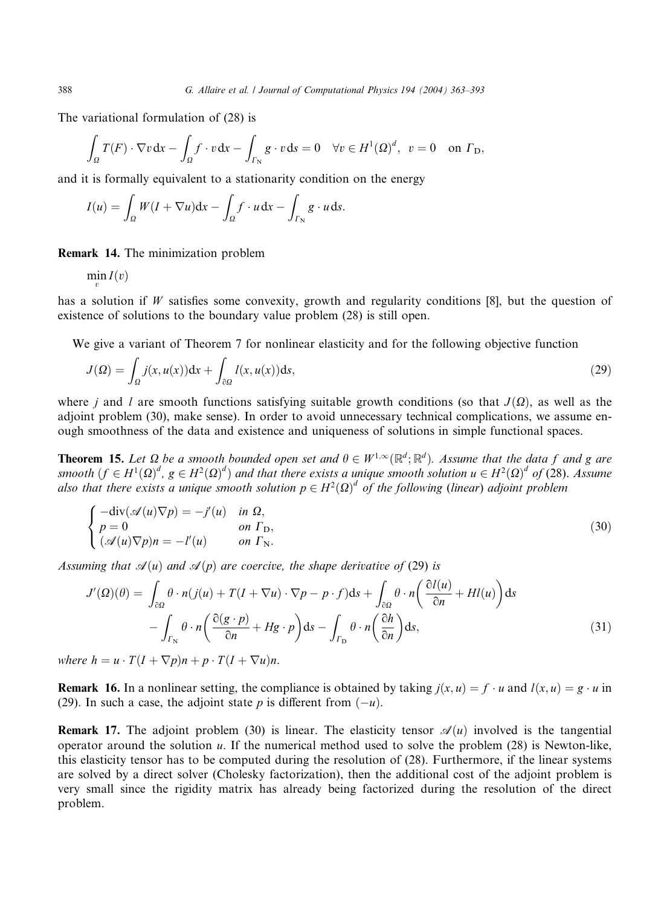The variational formulation of (28) is

$$\int_\Omega T(F) \cdot \nabla v \, dx - \int_\Omega f \cdot v \, dx - \int_{\Gamma_N} g \cdot v \, ds = 0 \quad \forall v \in H^1(\Omega)^d, \; v = 0 \quad \text{on } \Gamma_D,$$

and it is formally equivalent to a stationarity condition on the energy

$$I(u) = \int_\Omega W(I + \nabla u) dx - \int_\Omega f \cdot u \, dx - \int_{\Gamma_N} g \cdot u \, ds.$$

**Remark 14.** The minimization problem

$$\min_v I(v)$$

has a solution if $W$ satisfies some convexity, growth and regularity conditions [8], but the question of existence of solutions to the boundary value problem (28) is still open.

We give a variant of Theorem 7 for nonlinear elasticity and for the following objective function

$$J(\Omega) = \int_\Omega j(x, u(x)) dx + \int_{\partial\Omega} l(x, u(x)) ds, \tag{29}$$

where $j$ and $l$ are smooth functions satisfying suitable growth conditions (so that $J(\Omega)$, as well as the adjoint problem (30), make sense). In order to avoid unnecessary technical complications, we assume enough smoothness of the data and existence and uniqueness of solutions in simple functional spaces.

**Theorem 15.** *Let $\Omega$ be a smooth bounded open set and $\theta \in W^{1,\infty}(\mathbb{R}^d; \mathbb{R}^d)$. Assume that the data $f$ and $g$ are smooth ($f \in H^1(\Omega)^d$, $g \in H^2(\Omega)^d$) and that there exists a unique smooth solution $u \in H^2(\Omega)^d$ of* (28)*. Assume also that there exists a unique smooth solution $p \in H^2(\Omega)^d$ of the following* (*linear*) *adjoint problem*

$$\begin{cases} -\operatorname{div}(\mathscr{A}(u)\nabla p) = -j'(u) & \text{in } \Omega, \\ p = 0 & \text{on } \Gamma_D, \\ (\mathscr{A}(u)\nabla p)n = -l'(u) & \text{on } \Gamma_N. \end{cases} \tag{30}$$

*Assuming that $\mathscr{A}(u)$ and $\mathscr{A}(p)$ are coercive, the shape derivative of* (29) *is*

$$\begin{aligned} J'(\Omega)(\theta) = & \int_{\partial\Omega} \theta \cdot n (j(u) + T(I + \nabla u) \cdot \nabla p - p \cdot f) ds + \int_{\partial\Omega} \theta \cdot n \left( \frac{\partial l(u)}{\partial n} + H l(u) \right) ds \\ & - \int_{\Gamma_N} \theta \cdot n \left( \frac{\partial (g \cdot p)}{\partial n} + H g \cdot p \right) ds - \int_{\Gamma_D} \theta \cdot n \left( \frac{\partial h}{\partial n} \right) ds, \end{aligned} \tag{31}$$

*where $h = u \cdot T(I + \nabla p)n + p \cdot T(I + \nabla u)n$.*

**Remark 16.** In a nonlinear setting, the compliance is obtained by taking $j(x,u) = f \cdot u$ and $l(x,u) = g \cdot u$ in (29). In such a case, the adjoint state $p$ is different from $(-u)$.

**Remark 17.** The adjoint problem (30) is linear. The elasticity tensor $\mathscr{A}(u)$ involved is the tangential operator around the solution $u$. If the numerical method used to solve the problem (28) is Newton-like, this elasticity tensor has to be computed during the resolution of (28). Furthermore, if the linear systems are solved by a direct solver (Cholesky factorization), then the additional cost of the adjoint problem is very small since the rigidity matrix has already being factorized during the resolution of the direct problem.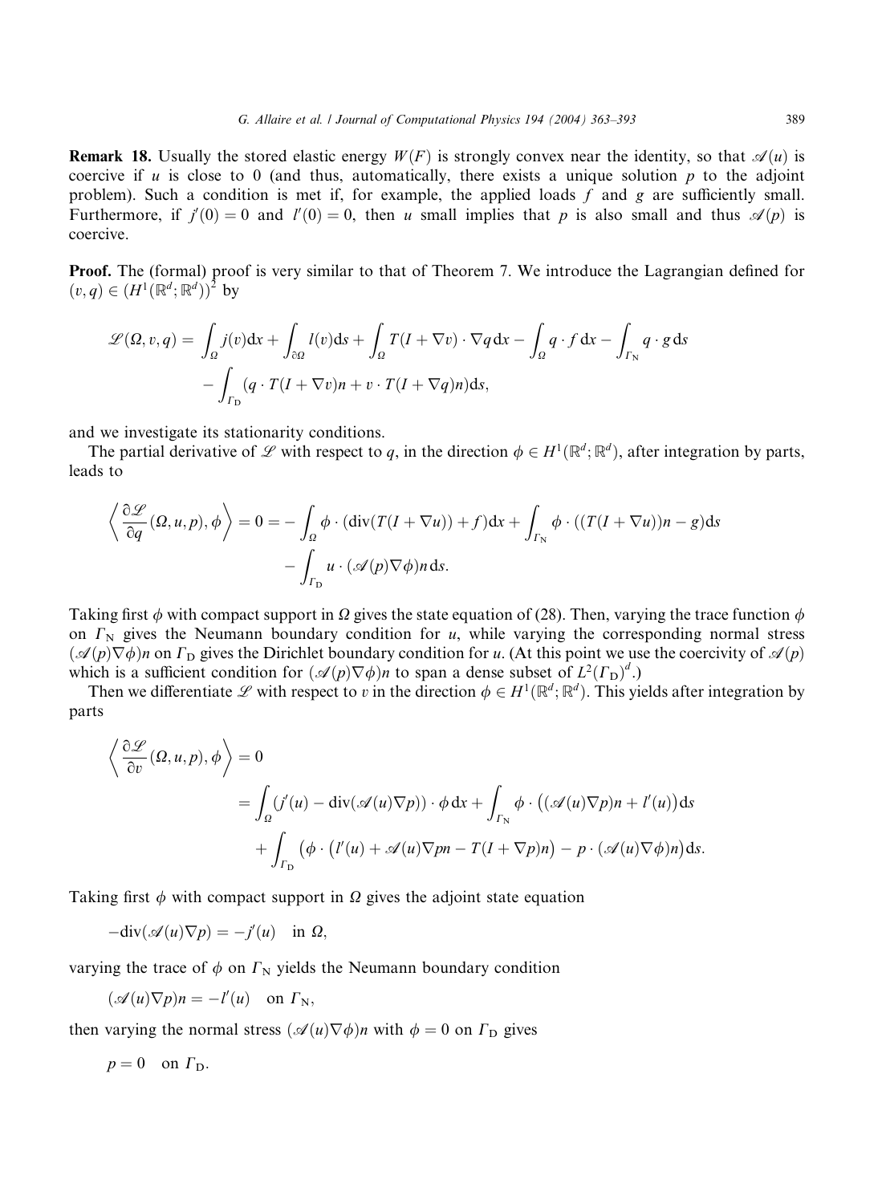**Remark 18.** Usually the stored elastic energy $W(F)$ is strongly convex near the identity, so that $\mathscr{A}(u)$ is coercive if $u$ is close to 0 (and thus, automatically, there exists a unique solution $p$ to the adjoint problem). Such a condition is met if, for example, the applied loads $f$ and $g$ are sufficiently small. Furthermore, if $j'(0) = 0$ and $l'(0) = 0$, then $u$ small implies that $p$ is also small and thus $\mathscr{A}(p)$ is coercive.

**Proof.** The (formal) proof is very similar to that of Theorem 7. We introduce the Lagrangian defined for $(v, q) \in (H^1(\mathbb{R}^d; \mathbb{R}^d))^2$ by

$$
\begin{aligned}
\mathscr{L}(\Omega, v, q) = & \int_\Omega j(v)\mathrm{d}x + \int_{\partial\Omega} l(v)\mathrm{d}s + \int_\Omega T(I + \nabla v) \cdot \nabla q \,\mathrm{d}x - \int_\Omega q \cdot f \,\mathrm{d}x - \int_{\Gamma_\mathrm{N}} q \cdot g \,\mathrm{d}s \\
& - \int_{\Gamma_\mathrm{D}} (q \cdot T(I + \nabla v)n + v \cdot T(I + \nabla q)n)\mathrm{d}s,
\end{aligned}
$$

and we investigate its stationarity conditions.

The partial derivative of $\mathscr{L}$ with respect to $q$, in the direction $\phi \in H^1(\mathbb{R}^d; \mathbb{R}^d)$, after integration by parts, leads to

$$
\begin{aligned}
\left\langle \frac{\partial \mathscr{L}}{\partial q}(\Omega, u, p), \phi \right\rangle = 0 = & - \int_\Omega \phi \cdot (\mathrm{div}(T(I + \nabla u)) + f)\mathrm{d}x + \int_{\Gamma_\mathrm{N}} \phi \cdot ((T(I + \nabla u))n - g)\mathrm{d}s \\
& - \int_{\Gamma_\mathrm{D}} u \cdot (\mathscr{A}(p)\nabla\phi)n \,\mathrm{d}s.
\end{aligned}
$$

Taking first $\phi$ with compact support in $\Omega$ gives the state equation of (28). Then, varying the trace function $\phi$ on $\Gamma_\mathrm{N}$ gives the Neumann boundary condition for $u$, while varying the corresponding normal stress $(\mathscr{A}(p)\nabla\phi)n$ on $\Gamma_\mathrm{D}$ gives the Dirichlet boundary condition for $u$. (At this point we use the coercivity of $\mathscr{A}(p)$ which is a sufficient condition for $(\mathscr{A}(p)\nabla\phi)n$ to span a dense subset of $L^2(\Gamma_\mathrm{D})^d$.)

Then we differentiate $\mathscr{L}$ with respect to $v$ in the direction $\phi \in H^1(\mathbb{R}^d; \mathbb{R}^d)$. This yields after integration by parts

$$
\begin{aligned}
\left\langle \frac{\partial \mathscr{L}}{\partial v}(\Omega, u, p), \phi \right\rangle = 0 & \\
= & \int_\Omega (j'(u) - \mathrm{div}(\mathscr{A}(u)\nabla p)) \cdot \phi \,\mathrm{d}x + \int_{\Gamma_\mathrm{N}} \phi \cdot \big((\mathscr{A}(u)\nabla p)n + l'(u)\big)\mathrm{d}s \\
& + \int_{\Gamma_\mathrm{D}} \big(\phi \cdot \big(l'(u) + \mathscr{A}(u)\nabla pn - T(I + \nabla p)n\big) - p \cdot (\mathscr{A}(u)\nabla\phi)n\big)\mathrm{d}s.
\end{aligned}
$$

Taking first $\phi$ with compact support in $\Omega$ gives the adjoint state equation

$$
-\mathrm{div}(\mathscr{A}(u)\nabla p) = -j'(u) \quad \text{in } \Omega,
$$

varying the trace of $\phi$ on $\Gamma_\mathrm{N}$ yields the Neumann boundary condition

$$
(\mathscr{A}(u)\nabla p)n = -l'(u) \quad \text{on } \Gamma_\mathrm{N},
$$

then varying the normal stress $(\mathscr{A}(u)\nabla\phi)n$ with $\phi = 0$ on $\Gamma_\mathrm{D}$ gives

$$
p = 0 \quad \text{on } \Gamma_\mathrm{D}.
$$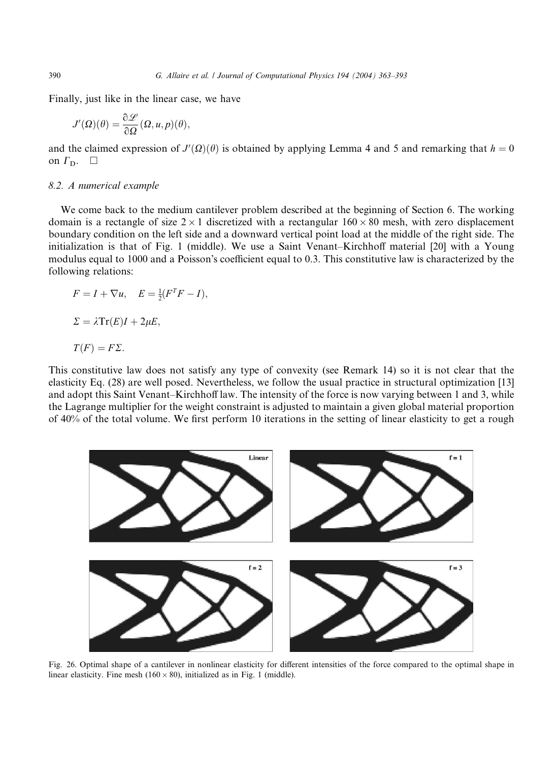Finally, just like in the linear case, we have

$$J'(\Omega)(\theta) = \frac{\partial \mathcal{L}}{\partial \Omega}(\Omega, u, p)(\theta),$$

and the claimed expression of $J'(\Omega)(\theta)$ is obtained by applying Lemma 4 and 5 and remarking that $h = 0$ on $\Gamma_D$. $\square$

### 8.2. A numerical example

We come back to the medium cantilever problem described at the beginning of Section 6. The working domain is a rectangle of size $2 \times 1$ discretized with a rectangular $160 \times 80$ mesh, with zero displacement boundary condition on the left side and a downward vertical point load at the middle of the right side. The initialization is that of Fig. 1 (middle). We use a Saint Venant–Kirchhoff material [20] with a Young modulus equal to 1000 and a Poisson's coefficient equal to 0.3. This constitutive law is characterized by the following relations:

$$F = I + \nabla u, \quad E = \tfrac{1}{2}(F^T F - I),$$

$$\Sigma = \lambda \mathrm{Tr}(E) I + 2\mu E,$$

$$T(F) = F\Sigma.$$

This constitutive law does not satisfy any type of convexity (see Remark 14) so it is not clear that the elasticity Eq. (28) are well posed. Nevertheless, we follow the usual practice in structural optimization [13] and adopt this Saint Venant–Kirchhoff law. The intensity of the force is now varying between 1 and 3, while the Lagrange multiplier for the weight constraint is adjusted to maintain a given global material proportion of 40% of the total volume. We first perform 10 iterations in the setting of linear elasticity to get a rough

Fig. 26. Optimal shape of a cantilever in nonlinear elasticity for different intensities of the force compared to the optimal shape in linear elasticity. Fine mesh ($160 \times 80$), initialized as in Fig. 1 (middle).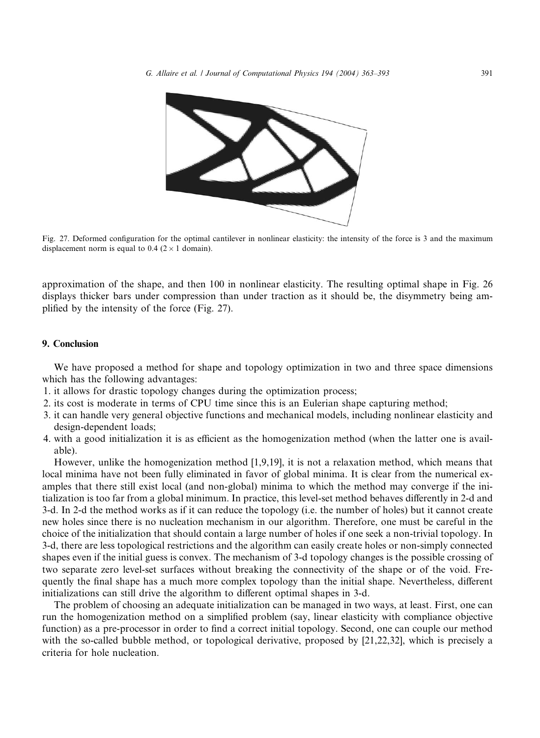Fig. 27. Deformed configuration for the optimal cantilever in nonlinear elasticity: the intensity of the force is 3 and the maximum displacement norm is equal to 0.4 ($2 \times 1$ domain).

approximation of the shape, and then 100 in nonlinear elasticity. The resulting optimal shape in Fig. 26 displays thicker bars under compression than under traction as it should be, the disymmetry being amplified by the intensity of the force (Fig. 27).

## 9. Conclusion

We have proposed a method for shape and topology optimization in two and three space dimensions which has the following advantages:

1. it allows for drastic topology changes during the optimization process;
2. its cost is moderate in terms of CPU time since this is an Eulerian shape capturing method;
3. it can handle very general objective functions and mechanical models, including nonlinear elasticity and design-dependent loads;
4. with a good initialization it is as efficient as the homogenization method (when the latter one is available).

However, unlike the homogenization method [1,9,19], it is not a relaxation method, which means that local minima have not been fully eliminated in favor of global minima. It is clear from the numerical examples that there still exist local (and non-global) minima to which the method may converge if the initialization is too far from a global minimum. In practice, this level-set method behaves differently in 2-d and 3-d. In 2-d the method works as if it can reduce the topology (i.e. the number of holes) but it cannot create new holes since there is no nucleation mechanism in our algorithm. Therefore, one must be careful in the choice of the initialization that should contain a large number of holes if one seek a non-trivial topology. In 3-d, there are less topological restrictions and the algorithm can easily create holes or non-simply connected shapes even if the initial guess is convex. The mechanism of 3-d topology changes is the possible crossing of two separate zero level-set surfaces without breaking the connectivity of the shape or of the void. Frequently the final shape has a much more complex topology than the initial shape. Nevertheless, different initializations can still drive the algorithm to different optimal shapes in 3-d.

The problem of choosing an adequate initialization can be managed in two ways, at least. First, one can run the homogenization method on a simplified problem (say, linear elasticity with compliance objective function) as a pre-processor in order to find a correct initial topology. Second, one can couple our method with the so-called bubble method, or topological derivative, proposed by [21,22,32], which is precisely a criteria for hole nucleation.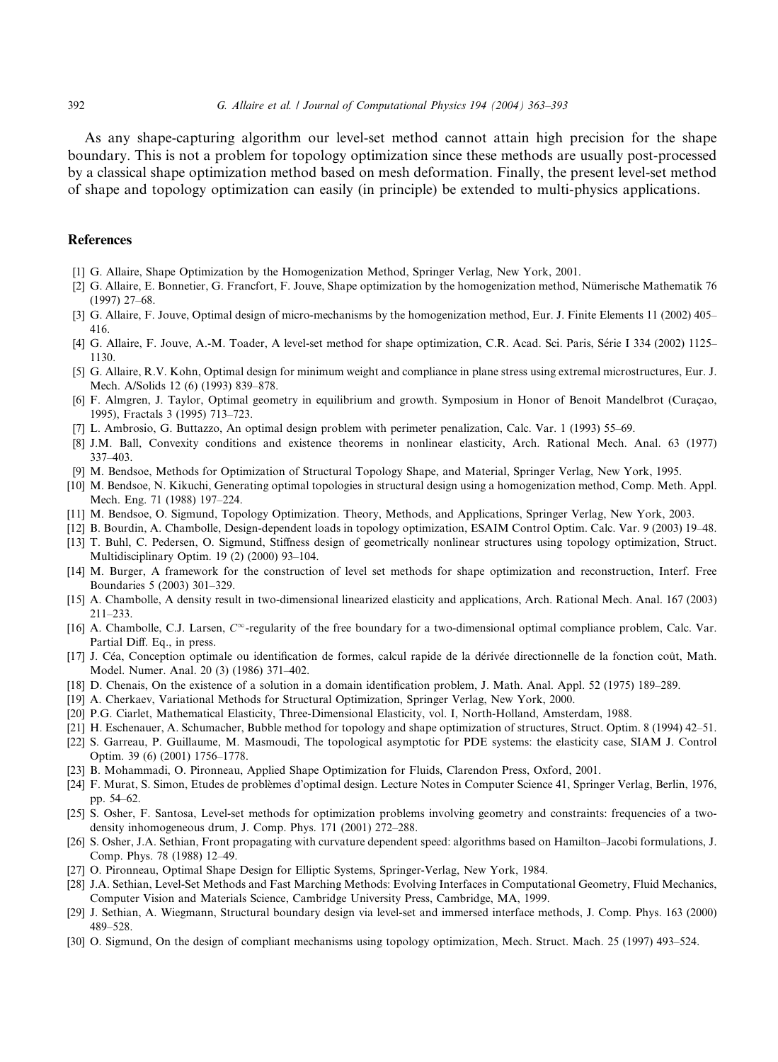As any shape-capturing algorithm our level-set method cannot attain high precision for the shape boundary. This is not a problem for topology optimization since these methods are usually post-processed by a classical shape optimization method based on mesh deformation. Finally, the present level-set method of shape and topology optimization can easily (in principle) be extended to multi-physics applications.

## References

[1] G. Allaire, Shape Optimization by the Homogenization Method, Springer Verlag, New York, 2001.

[2] G. Allaire, E. Bonnetier, G. Francfort, F. Jouve, Shape optimization by the homogenization method, Nümerische Mathematik 76 (1997) 27–68.

[3] G. Allaire, F. Jouve, Optimal design of micro-mechanisms by the homogenization method, Eur. J. Finite Elements 11 (2002) 405–416.

[4] G. Allaire, F. Jouve, A.-M. Toader, A level-set method for shape optimization, C.R. Acad. Sci. Paris, Série I 334 (2002) 1125–1130.

[5] G. Allaire, R.V. Kohn, Optimal design for minimum weight and compliance in plane stress using extremal microstructures, Eur. J. Mech. A/Solids 12 (6) (1993) 839–878.

[6] F. Almgren, J. Taylor, Optimal geometry in equilibrium and growth. Symposium in Honor of Benoit Mandelbrot (Curaçao, 1995), Fractals 3 (1995) 713–723.

[7] L. Ambrosio, G. Buttazzo, An optimal design problem with perimeter penalization, Calc. Var. 1 (1993) 55–69.

[8] J.M. Ball, Convexity conditions and existence theorems in nonlinear elasticity, Arch. Rational Mech. Anal. 63 (1977) 337–403.

[9] M. Bendsoe, Methods for Optimization of Structural Topology Shape, and Material, Springer Verlag, New York, 1995.

[10] M. Bendsoe, N. Kikuchi, Generating optimal topologies in structural design using a homogenization method, Comp. Meth. Appl. Mech. Eng. 71 (1988) 197–224.

[11] M. Bendsoe, O. Sigmund, Topology Optimization. Theory, Methods, and Applications, Springer Verlag, New York, 2003.

[12] B. Bourdin, A. Chambolle, Design-dependent loads in topology optimization, ESAIM Control Optim. Calc. Var. 9 (2003) 19–48.

[13] T. Buhl, C. Pedersen, O. Sigmund, Stiffness design of geometrically nonlinear structures using topology optimization, Struct. Multidisciplinary Optim. 19 (2) (2000) 93–104.

[14] M. Burger, A framework for the construction of level set methods for shape optimization and reconstruction, Interf. Free Boundaries 5 (2003) 301–329.

[15] A. Chambolle, A density result in two-dimensional linearized elasticity and applications, Arch. Rational Mech. Anal. 167 (2003) 211–233.

[16] A. Chambolle, C.J. Larsen, $C^{\infty}$-regularity of the free boundary for a two-dimensional optimal compliance problem, Calc. Var. Partial Diff. Eq., in press.

[17] J. Céa, Conception optimale ou identification de formes, calcul rapide de la dérivée directionnelle de la fonction coût, Math. Model. Numer. Anal. 20 (3) (1986) 371–402.

[18] D. Chenais, On the existence of a solution in a domain identification problem, J. Math. Anal. Appl. 52 (1975) 189–289.

[19] A. Cherkaev, Variational Methods for Structural Optimization, Springer Verlag, New York, 2000.

[20] P.G. Ciarlet, Mathematical Elasticity, Three-Dimensional Elasticity, vol. I, North-Holland, Amsterdam, 1988.

[21] H. Eschenauer, A. Schumacher, Bubble method for topology and shape optimization of structures, Struct. Optim. 8 (1994) 42–51.

[22] S. Garreau, P. Guillaume, M. Masmoudi, The topological asymptotic for PDE systems: the elasticity case, SIAM J. Control Optim. 39 (6) (2001) 1756–1778.

[23] B. Mohammadi, O. Pironneau, Applied Shape Optimization for Fluids, Clarendon Press, Oxford, 2001.

[24] F. Murat, S. Simon, Etudes de problèmes d'optimal design. Lecture Notes in Computer Science 41, Springer Verlag, Berlin, 1976, pp. 54–62.

[25] S. Osher, F. Santosa, Level-set methods for optimization problems involving geometry and constraints: frequencies of a two-density inhomogeneous drum, J. Comp. Phys. 171 (2001) 272–288.

[26] S. Osher, J.A. Sethian, Front propagating with curvature dependent speed: algorithms based on Hamilton–Jacobi formulations, J. Comp. Phys. 78 (1988) 12–49.

[27] O. Pironneau, Optimal Shape Design for Elliptic Systems, Springer-Verlag, New York, 1984.

[28] J.A. Sethian, Level-Set Methods and Fast Marching Methods: Evolving Interfaces in Computational Geometry, Fluid Mechanics, Computer Vision and Materials Science, Cambridge University Press, Cambridge, MA, 1999.

[29] J. Sethian, A. Wiegmann, Structural boundary design via level-set and immersed interface methods, J. Comp. Phys. 163 (2000) 489–528.

[30] O. Sigmund, On the design of compliant mechanisms using topology optimization, Mech. Struct. Mach. 25 (1997) 493–524.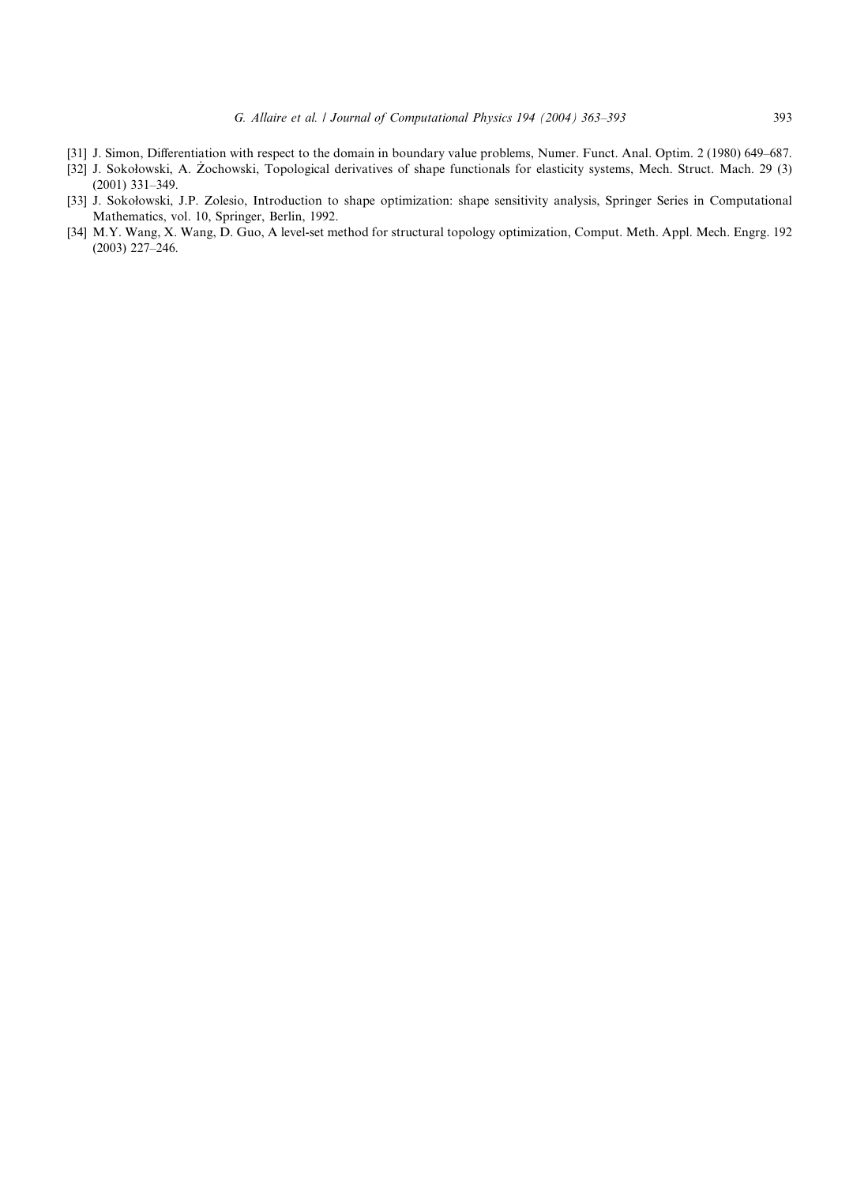[31] J. Simon, Differentiation with respect to the domain in boundary value problems, Numer. Funct. Anal. Optim. 2 (1980) 649–687.

[32] J. Sokołowski, A. Żochowski, Topological derivatives of shape functionals for elasticity systems, Mech. Struct. Mach. 29 (3) (2001) 331–349.

[33] J. Sokołowski, J.P. Zolesio, Introduction to shape optimization: shape sensitivity analysis, Springer Series in Computational Mathematics, vol. 10, Springer, Berlin, 1992.

[34] M.Y. Wang, X. Wang, D. Guo, A level-set method for structural topology optimization, Comput. Meth. Appl. Mech. Engrg. 192 (2003) 227–246.